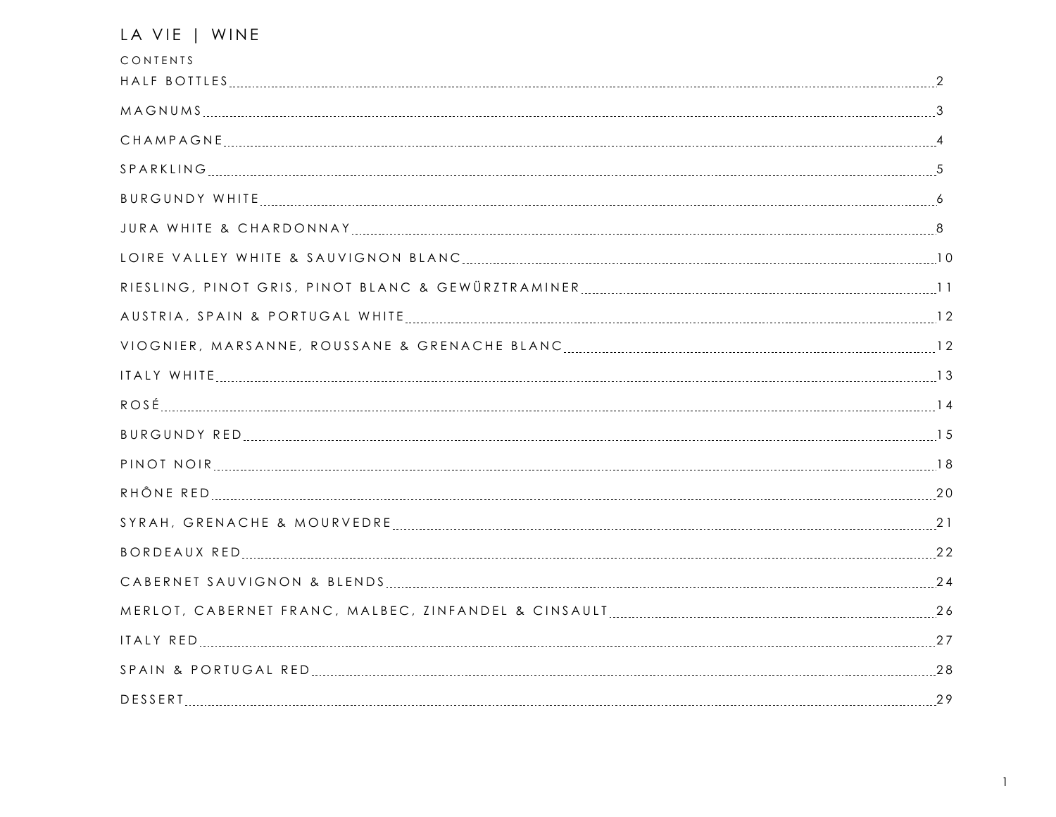# LA VIE | WINE

## CONTENTS

| Section | Page |
| --- | --- |
| HALF BOTTLES | 2 |
| MAGNUMS | 3 |
| CHAMPAGNE | 4 |
| SPARKLING | 5 |
| BURGUNDY WHITE | 6 |
| JURA WHITE & CHARDONNAY | 8 |
| LOIRE VALLEY WHITE & SAUVIGNON BLANC | 10 |
| RIESLING, PINOT GRIS, PINOT BLANC & GEWÜRZTRAMINER | 11 |
| AUSTRIA, SPAIN & PORTUGAL WHITE | 12 |
| VIOGNIER, MARSANNE, ROUSSANE & GRENACHE BLANC | 12 |
| ITALY WHITE | 13 |
| ROSÉ | 14 |
| BURGUNDY RED | 15 |
| PINOT NOIR | 18 |
| RHÔNE RED | 20 |
| SYRAH, GRENACHE & MOURVEDRE | 21 |
| BORDEAUX RED | 22 |
| CABERNET SAUVIGNON & BLENDS | 24 |
| MERLOT, CABERNET FRANC, MALBEC, ZINFANDEL & CINSAULT | 26 |
| ITALY RED | 27 |
| SPAIN & PORTUGAL RED | 28 |
| DESSERT | 29 |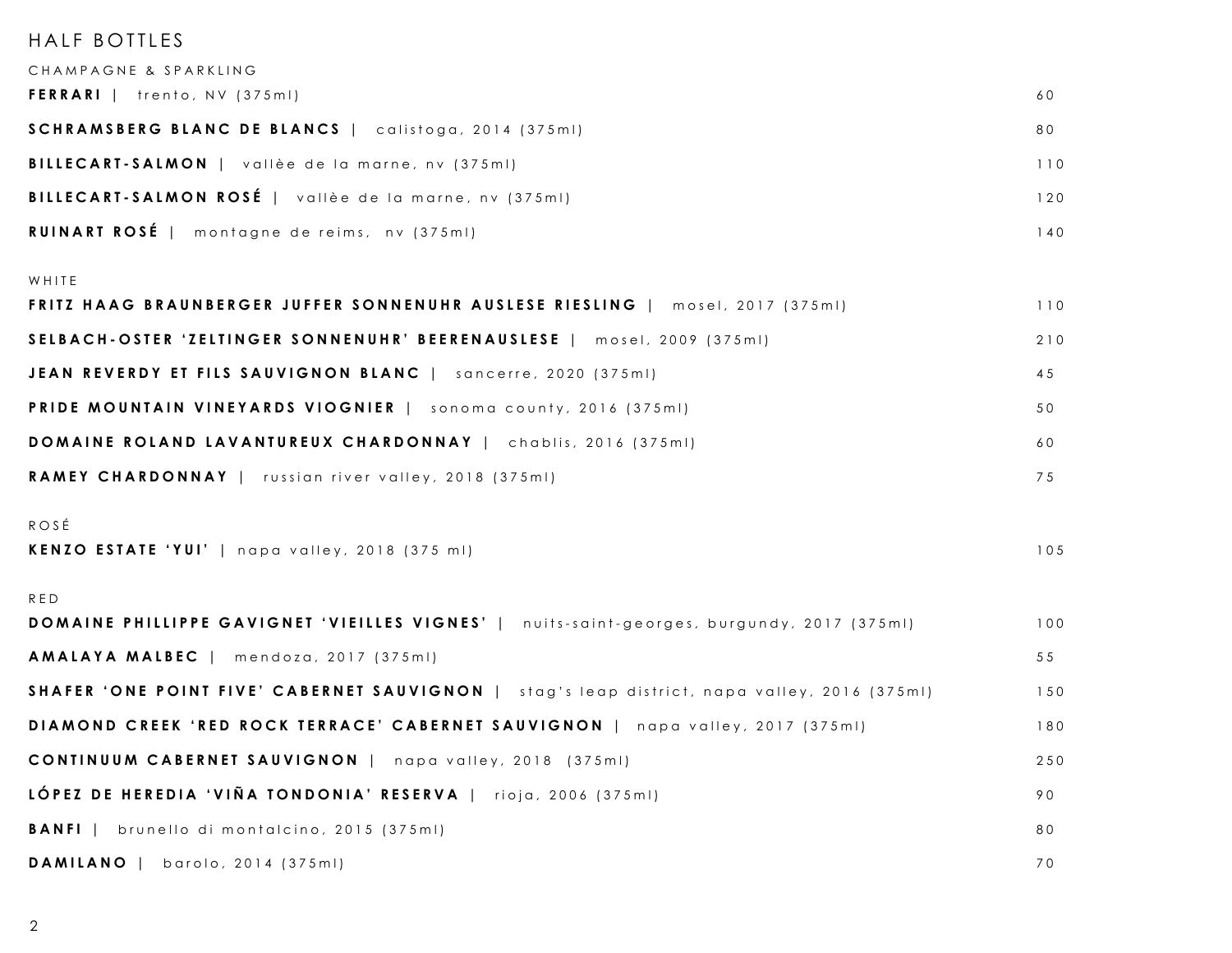# HALF BOTTLES

## CHAMPAGNE & SPARKLING

**FERRARI** | trento, NV (375ml) — 60

**SCHRAMSBERG BLANC DE BLANCS** | calistoga, 2014 (375ml) — 80

**BILLECART-SALMON** | vallèe de la marne, nv (375ml) — 110

**BILLECART-SALMON ROSÉ** | vallèe de la marne, nv (375ml) — 120

**RUINART ROSÉ** | montagne de reims, nv (375ml) — 140

## WHITE

**FRITZ HAAG BRAUNBERGER JUFFER SONNENUHR AUSLESE RIESLING** | mosel, 2017 (375ml) — 110

**SELBACH-OSTER 'ZELTINGER SONNENUHR' BEERENAUSLESE** | mosel, 2009 (375ml) — 210

**JEAN REVERDY ET FILS SAUVIGNON BLANC** | sancerre, 2020 (375ml) — 45

**PRIDE MOUNTAIN VINEYARDS VIOGNIER** | sonoma county, 2016 (375ml) — 50

**DOMAINE ROLAND LAVANTUREUX CHARDONNAY** | chablis, 2016 (375ml) — 60

**RAMEY CHARDONNAY** | russian river valley, 2018 (375ml) — 75

## ROSÉ

**KENZO ESTATE 'YUI'** | napa valley, 2018 (375 ml) — 105

## RED

**DOMAINE PHILLIPPE GAVIGNET 'VIEILLES VIGNES'** | nuits-saint-georges, burgundy, 2017 (375ml) — 100

**AMALAYA MALBEC** | mendoza, 2017 (375ml) — 55

**SHAFER 'ONE POINT FIVE' CABERNET SAUVIGNON** | stag's leap district, napa valley, 2016 (375ml) — 150

**DIAMOND CREEK 'RED ROCK TERRACE' CABERNET SAUVIGNON** | napa valley, 2017 (375ml) — 180

**CONTINUUM CABERNET SAUVIGNON** | napa valley, 2018 (375ml) — 250

**LÓPEZ DE HEREDIA 'VIÑA TONDONIA' RESERVA** | rioja, 2006 (375ml) — 90

**BANFI** | brunello di montalcino, 2015 (375ml) — 80

**DAMILANO** | barolo, 2014 (375ml) — 70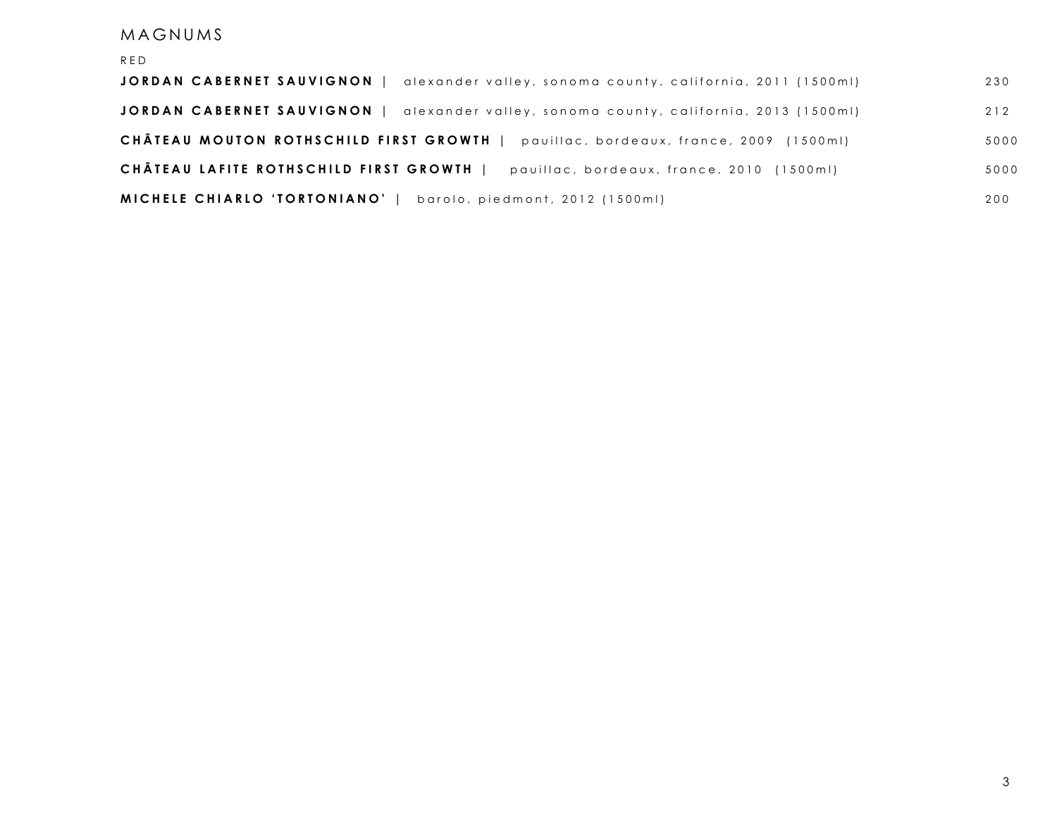# MAGNUMS

## RED

**JORDAN CABERNET SAUVIGNON** | alexander valley, sonoma county, california, 2011 (1500ml) 230

**JORDAN CABERNET SAUVIGNON** | alexander valley, sonoma county, california, 2013 (1500ml) 212

**CHÂTEAU MOUTON ROTHSCHILD FIRST GROWTH** | pauillac, bordeaux, france, 2009 (1500ml) 5000

**CHÂTEAU LAFITE ROTHSCHILD FIRST GROWTH** | pauillac, bordeaux, france, 2010 (1500ml) 5000

**MICHELE CHIARLO 'TORTONIANO'** | barolo, piedmont, 2012 (1500ml) 200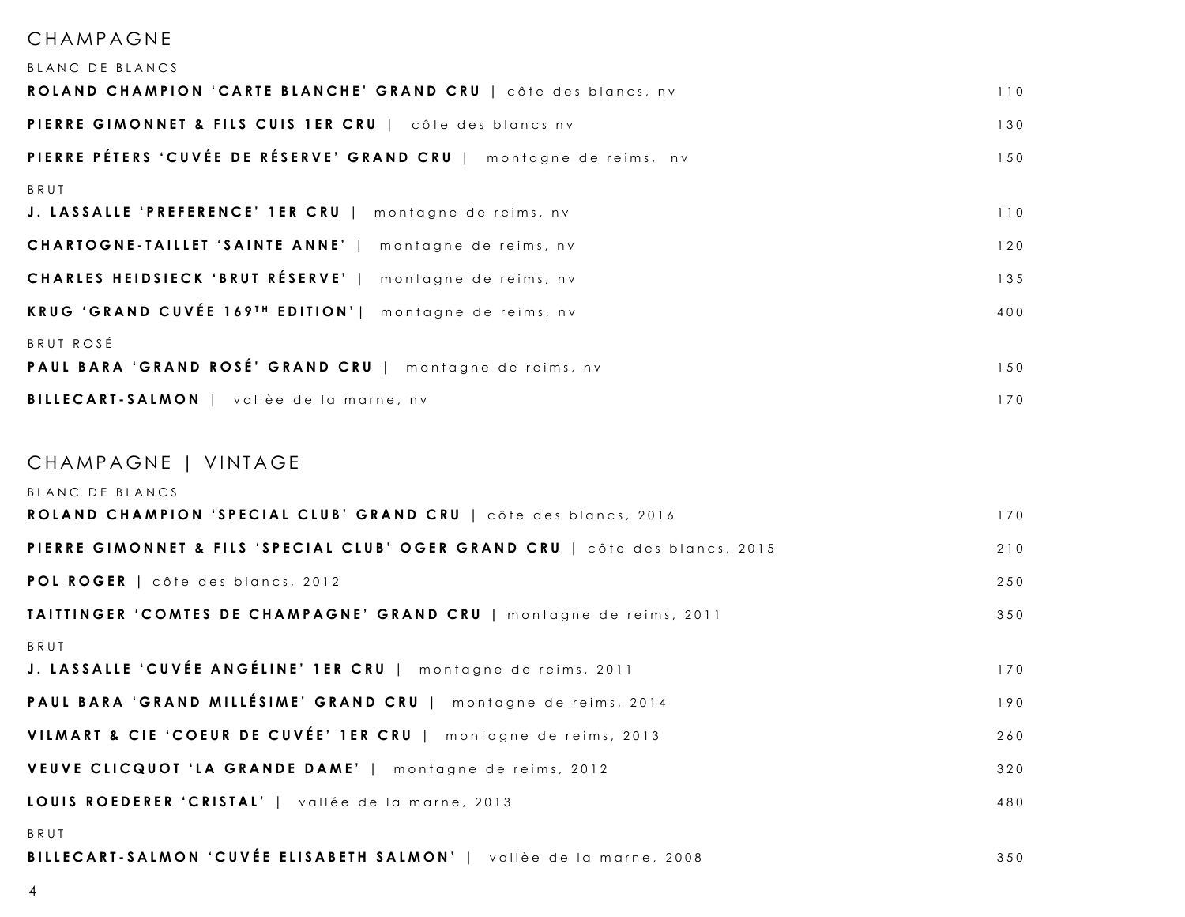# CHAMPAGNE

### BLANC DE BLANCS

**ROLAND CHAMPION 'CARTE BLANCHE' GRAND CRU** | côte des blancs, nv — 110

**PIERRE GIMONNET & FILS CUIS 1ER CRU** | côte des blancs nv — 130

**PIERRE PÉTERS 'CUVÉE DE RÉSERVE' GRAND CRU** | montagne de reims, nv — 150

### BRUT

**J. LASSALLE 'PREFERENCE' 1ER CRU** | montagne de reims, nv — 110

**CHARTOGNE-TAILLET 'SAINTE ANNE'** | montagne de reims, nv — 120

**CHARLES HEIDSIECK 'BRUT RÉSERVE'** | montagne de reims, nv — 135

**KRUG 'GRAND CUVÉE 169TH EDITION'** | montagne de reims, nv — 400

### BRUT ROSÉ

**PAUL BARA 'GRAND ROSÉ' GRAND CRU** | montagne de reims, nv — 150

**BILLECART-SALMON** | vallèe de la marne, nv — 170

# CHAMPAGNE | VINTAGE

### BLANC DE BLANCS

**ROLAND CHAMPION 'SPECIAL CLUB' GRAND CRU** | côte des blancs, 2016 — 170

**PIERRE GIMONNET & FILS 'SPECIAL CLUB' OGER GRAND CRU** | côte des blancs, 2015 — 210

**POL ROGER** | côte des blancs, 2012 — 250

**TAITTINGER 'COMTES DE CHAMPAGNE' GRAND CRU** | montagne de reims, 2011 — 350

### BRUT

**J. LASSALLE 'CUVÉE ANGÉLINE' 1ER CRU** | montagne de reims, 2011 — 170

**PAUL BARA 'GRAND MILLÉSIME' GRAND CRU** | montagne de reims, 2014 — 190

**VILMART & CIE 'COEUR DE CUVÉE' 1ER CRU** | montagne de reims, 2013 — 260

**VEUVE CLICQUOT 'LA GRANDE DAME'** | montagne de reims, 2012 — 320

**LOUIS ROEDERER 'CRISTAL'** | vallée de la marne, 2013 — 480

### BRUT

**BILLECART-SALMON 'CUVÉE ELISABETH SALMON'** | vallèe de la marne, 2008 — 350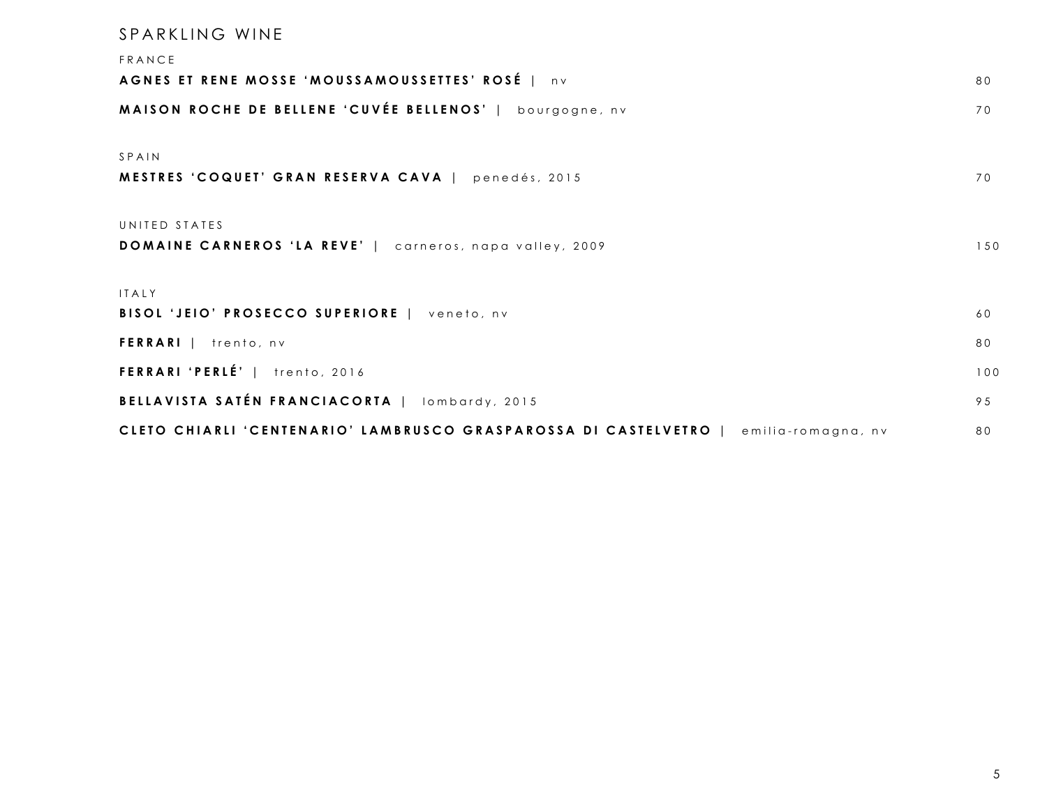# SPARKLING WINE

## FRANCE

**AGNES ET RENE MOSSE 'MOUSSAMOUSSETTES' ROSÉ** | nv — 80

**MAISON ROCHE DE BELLENE 'CUVÉE BELLENOS'** | bourgogne, nv — 70

## SPAIN

**MESTRES 'COQUET' GRAN RESERVA CAVA** | penedés, 2015 — 70

## UNITED STATES

**DOMAINE CARNEROS 'LA REVE'** | carneros, napa valley, 2009 — 150

## ITALY

**BISOL 'JEIO' PROSECCO SUPERIORE** | veneto, nv — 60

**FERRARI** | trento, nv — 80

**FERRARI 'PERLÉ'** | trento, 2016 — 100

**BELLAVISTA SATÉN FRANCIACORTA** | lombardy, 2015 — 95

**CLETO CHIARLI 'CENTENARIO' LAMBRUSCO GRASPAROSSA DI CASTELVETRO** | emilia-romagna, nv — 80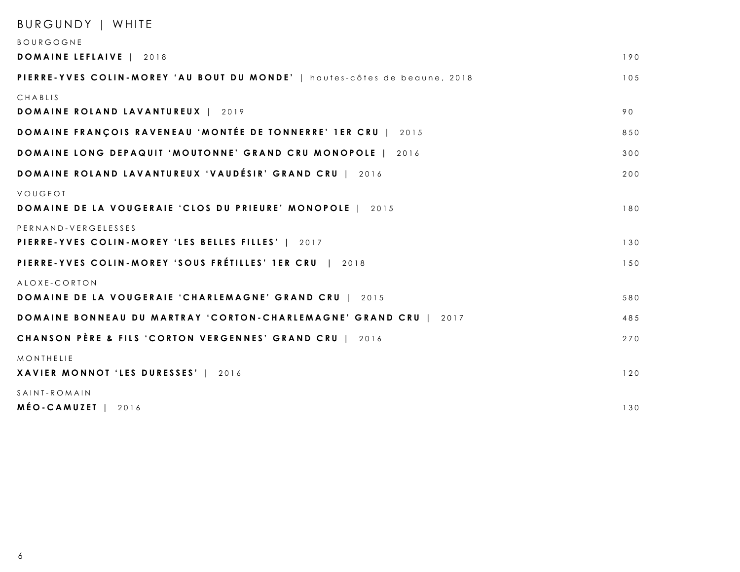# BURGUNDY | WHITE

## BOURGOGNE

**DOMAINE LEFLAIVE** | 2018 — 190

**PIERRE-YVES COLIN-MOREY 'AU BOUT DU MONDE'** | hautes-côtes de beaune, 2018 — 105

## CHABLIS

**DOMAINE ROLAND LAVANTUREUX** | 2019 — 90

**DOMAINE FRANÇOIS RAVENEAU 'MONTÉE DE TONNERRE' 1ER CRU** | 2015 — 850

**DOMAINE LONG DEPAQUIT 'MOUTONNE' GRAND CRU MONOPOLE** | 2016 — 300

**DOMAINE ROLAND LAVANTUREUX 'VAUDÉSIR' GRAND CRU** | 2016 — 200

## VOUGEOT

**DOMAINE DE LA VOUGERAIE 'CLOS DU PRIEURE' MONOPOLE** | 2015 — 180

## PERNAND-VERGELESSES

**PIERRE-YVES COLIN-MOREY 'LES BELLES FILLES'** | 2017 — 130

**PIERRE-YVES COLIN-MOREY 'SOUS FRÉTILLES' 1ER CRU** | 2018 — 150

## ALOXE-CORTON

**DOMAINE DE LA VOUGERAIE 'CHARLEMAGNE' GRAND CRU** | 2015 — 580

**DOMAINE BONNEAU DU MARTRAY 'CORTON-CHARLEMAGNE' GRAND CRU** | 2017 — 485

**CHANSON PÈRE & FILS 'CORTON VERGENNES' GRAND CRU** | 2016 — 270

## MONTHELIE

**XAVIER MONNOT 'LES DURESSES'** | 2016 — 120

## SAINT-ROMAIN

**MÉO-CAMUZET** | 2016 — 130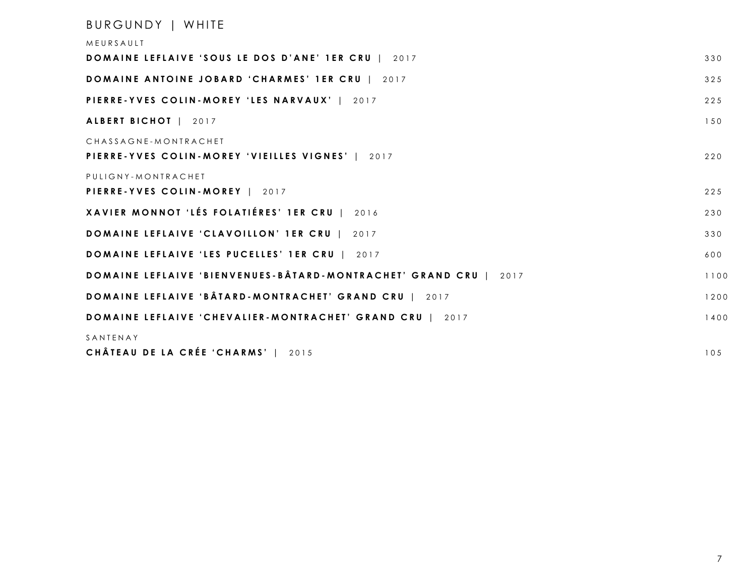## BURGUNDY | WHITE

### MEURSAULT

**DOMAINE LEFLAIVE 'SOUS LE DOS D'ANE' 1ER CRU** | 2017 — 330

**DOMAINE ANTOINE JOBARD 'CHARMES' 1ER CRU** | 2017 — 325

**PIERRE-YVES COLIN-MOREY 'LES NARVAUX'** | 2017 — 225

**ALBERT BICHOT** | 2017 — 150

### CHASSAGNE-MONTRACHET

**PIERRE-YVES COLIN-MOREY 'VIEILLES VIGNES'** | 2017 — 220

### PULIGNY-MONTRACHET

**PIERRE-YVES COLIN-MOREY** | 2017 — 225

**XAVIER MONNOT 'LÉS FOLATIÉRES' 1ER CRU** | 2016 — 230

**DOMAINE LEFLAIVE 'CLAVOILLON' 1ER CRU** | 2017 — 330

**DOMAINE LEFLAIVE 'LES PUCELLES' 1ER CRU** | 2017 — 600

**DOMAINE LEFLAIVE 'BIENVENUES-BÂTARD-MONTRACHET' GRAND CRU** | 2017 — 1100

**DOMAINE LEFLAIVE 'BÂTARD-MONTRACHET' GRAND CRU** | 2017 — 1200

**DOMAINE LEFLAIVE 'CHEVALIER-MONTRACHET' GRAND CRU** | 2017 — 1400

### SANTENAY

**CHÂTEAU DE LA CRÉE 'CHARMS'** | 2015 — 105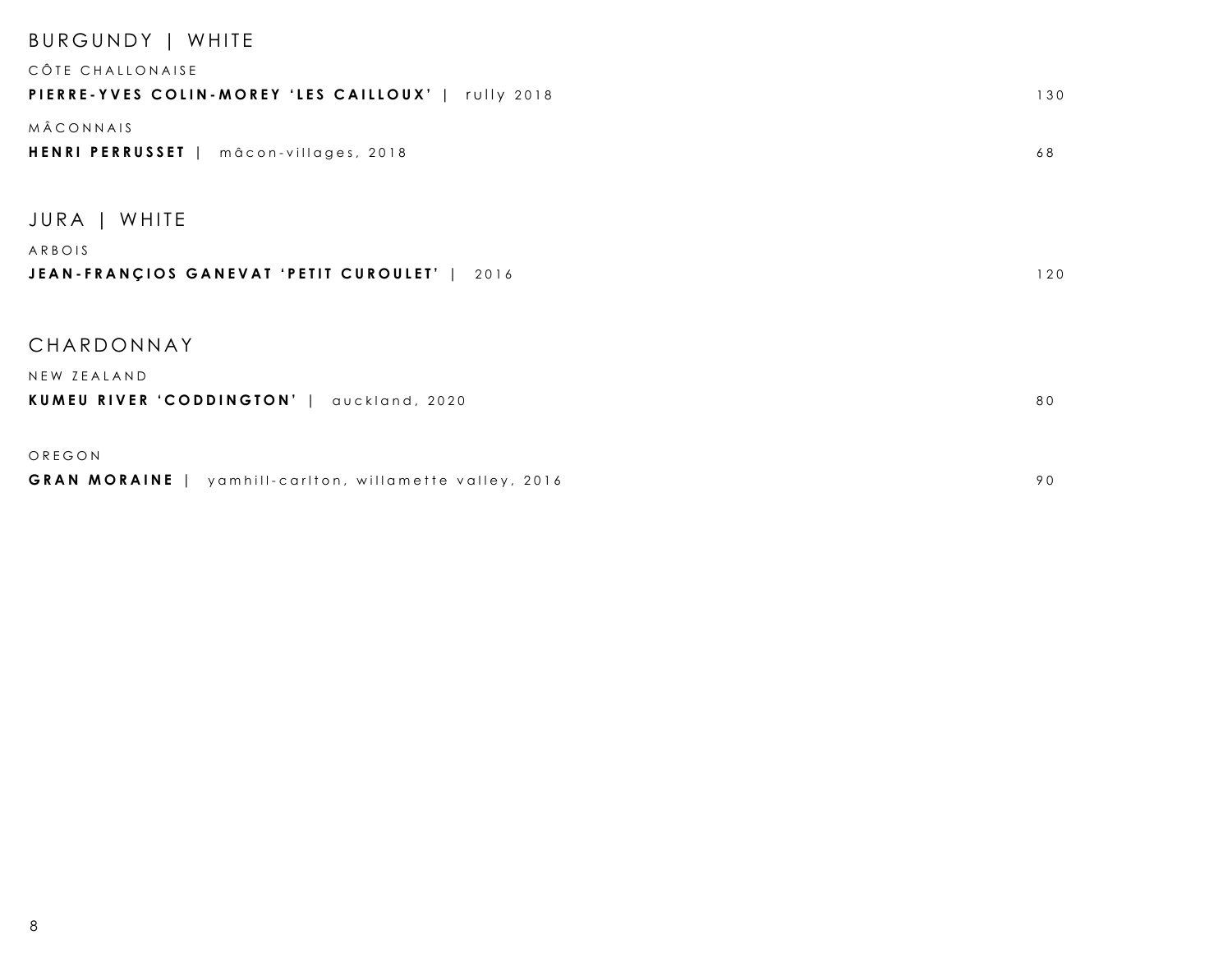## BURGUNDY | WHITE

CÔTE CHALLONAISE

**PIERRE-YVES COLIN-MOREY 'LES CAILLOUX'** | rully 2018 — 130

MÂCONNAIS

**HENRI PERRUSSET** | mâcon-villages, 2018 — 68

## JURA | WHITE

ARBOIS

**JEAN-FRANÇIOS GANEVAT 'PETIT CUROULET'** | 2016 — 120

## CHARDONNAY

NEW ZEALAND

**KUMEU RIVER 'CODDINGTON'** | auckland, 2020 — 80

OREGON

**GRAN MORAINE** | yamhill-carlton, willamette valley, 2016 — 90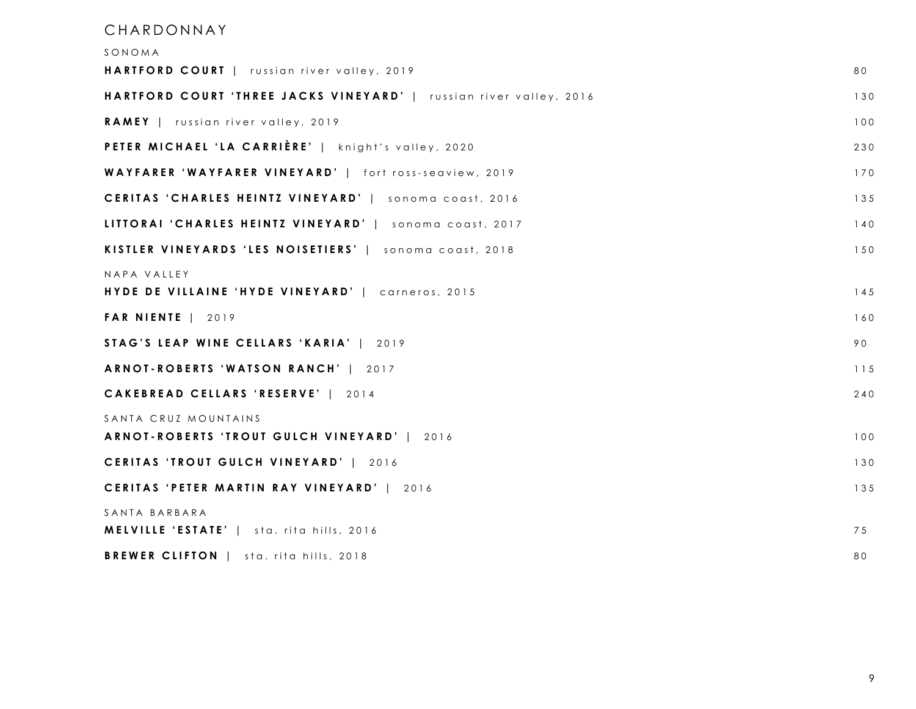# CHARDONNAY

## SONOMA

| Wine | Price |
|---|---|
| **HARTFORD COURT** \| russian river valley, 2019 | 80 |
| **HARTFORD COURT 'THREE JACKS VINEYARD'** \| russian river valley, 2016 | 130 |
| **RAMEY** \| russian river valley, 2019 | 100 |
| **PETER MICHAEL 'LA CARRIÈRE'** \| knight's valley, 2020 | 230 |
| **WAYFARER 'WAYFARER VINEYARD'** \| fort ross-seaview, 2019 | 170 |
| **CERITAS 'CHARLES HEINTZ VINEYARD'** \| sonoma coast, 2016 | 135 |
| **LITTORAI 'CHARLES HEINTZ VINEYARD'** \| sonoma coast, 2017 | 140 |
| **KISTLER VINEYARDS 'LES NOISETIERS'** \| sonoma coast, 2018 | 150 |

## NAPA VALLEY

| Wine | Price |
|---|---|
| **HYDE DE VILLAINE 'HYDE VINEYARD'** \| carneros, 2015 | 145 |
| **FAR NIENTE** \| 2019 | 160 |
| **STAG'S LEAP WINE CELLARS 'KARIA'** \| 2019 | 90 |
| **ARNOT-ROBERTS 'WATSON RANCH'** \| 2017 | 115 |
| **CAKEBREAD CELLARS 'RESERVE'** \| 2014 | 240 |

## SANTA CRUZ MOUNTAINS

| Wine | Price |
|---|---|
| **ARNOT-ROBERTS 'TROUT GULCH VINEYARD'** \| 2016 | 100 |
| **CERITAS 'TROUT GULCH VINEYARD'** \| 2016 | 130 |
| **CERITAS 'PETER MARTIN RAY VINEYARD'** \| 2016 | 135 |

## SANTA BARBARA

| Wine | Price |
|---|---|
| **MELVILLE 'ESTATE'** \| sta. rita hills, 2016 | 75 |
| **BREWER CLIFTON** \| sta. rita hills, 2018 | 80 |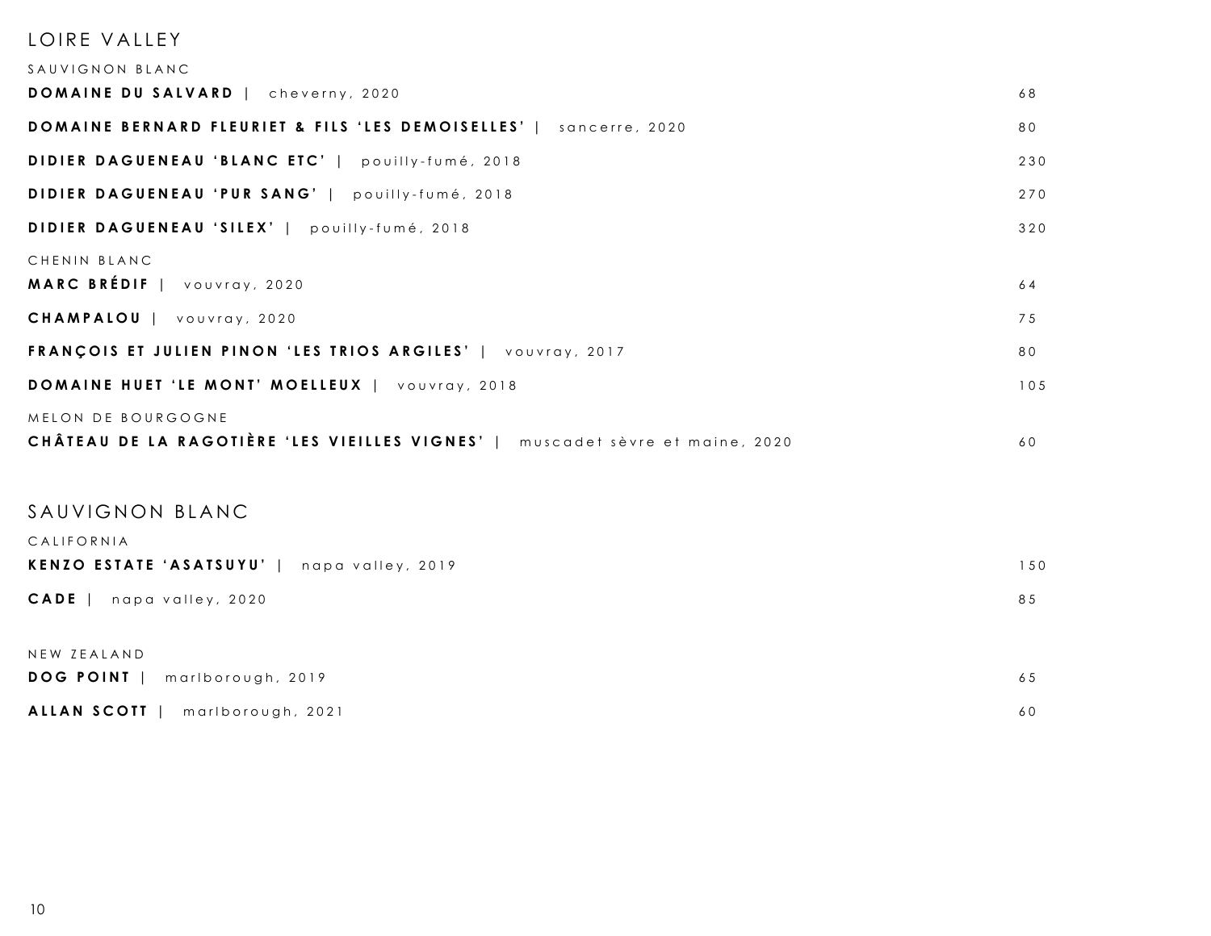# LOIRE VALLEY

## SAUVIGNON BLANC

| | |
|---|---|
| **DOMAINE DU SALVARD** \| cheverny, 2020 | 68 |
| **DOMAINE BERNARD FLEURIET & FILS 'LES DEMOISELLES'** \| sancerre, 2020 | 80 |
| **DIDIER DAGUENEAU 'BLANC ETC'** \| pouilly-fumé, 2018 | 230 |
| **DIDIER DAGUENEAU 'PUR SANG'** \| pouilly-fumé, 2018 | 270 |
| **DIDIER DAGUENEAU 'SILEX'** \| pouilly-fumé, 2018 | 320 |

## CHENIN BLANC

| | |
|---|---|
| **MARC BRÉDIF** \| vouvray, 2020 | 64 |
| **CHAMPALOU** \| vouvray, 2020 | 75 |
| **FRANÇOIS ET JULIEN PINON 'LES TRIOS ARGILES'** \| vouvray, 2017 | 80 |
| **DOMAINE HUET 'LE MONT' MOELLEUX** \| vouvray, 2018 | 105 |

## MELON DE BOURGOGNE

| | |
|---|---|
| **CHÂTEAU DE LA RAGOTIÈRE 'LES VIEILLES VIGNES'** \| muscadet sèvre et maine, 2020 | 60 |

# SAUVIGNON BLANC

## CALIFORNIA

| | |
|---|---|
| **KENZO ESTATE 'ASATSUYU'** \| napa valley, 2019 | 150 |
| **CADE** \| napa valley, 2020 | 85 |

## NEW ZEALAND

| | |
|---|---|
| **DOG POINT** \| marlborough, 2019 | 65 |
| **ALLAN SCOTT** \| marlborough, 2021 | 60 |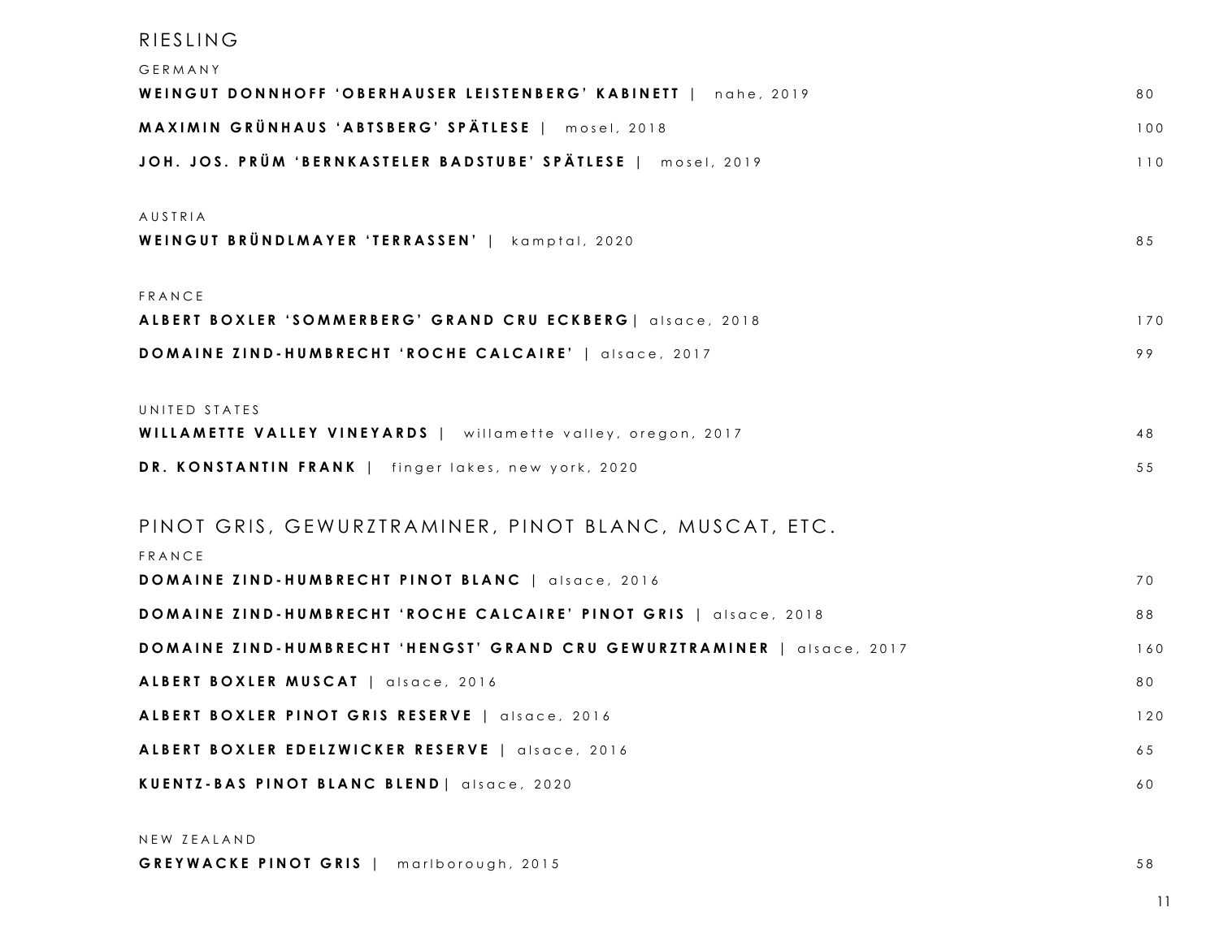# RIESLING

## GERMANY

**WEINGUT DONNHOFF 'OBERHAUSER LEISTENBERG' KABINETT** | nahe, 2019 — 80

**MAXIMIN GRÜNHAUS 'ABTSBERG' SPÄTLESE** | mosel, 2018 — 100

**JOH. JOS. PRÜM 'BERNKASTELER BADSTUBE' SPÄTLESE** | mosel, 2019 — 110

## AUSTRIA

**WEINGUT BRÜNDLMAYER 'TERRASSEN'** | kamptal, 2020 — 85

## FRANCE

**ALBERT BOXLER 'SOMMERBERG' GRAND CRU ECKBERG** | alsace, 2018 — 170

**DOMAINE ZIND-HUMBRECHT 'ROCHE CALCAIRE'** | alsace, 2017 — 99

## UNITED STATES

**WILLAMETTE VALLEY VINEYARDS** | willamette valley, oregon, 2017 — 48

**DR. KONSTANTIN FRANK** | finger lakes, new york, 2020 — 55

# PINOT GRIS, GEWURZTRAMINER, PINOT BLANC, MUSCAT, ETC.

## FRANCE

**DOMAINE ZIND-HUMBRECHT PINOT BLANC** | alsace, 2016 — 70

**DOMAINE ZIND-HUMBRECHT 'ROCHE CALCAIRE' PINOT GRIS** | alsace, 2018 — 88

**DOMAINE ZIND-HUMBRECHT 'HENGST' GRAND CRU GEWURZTRAMINER** | alsace, 2017 — 160

**ALBERT BOXLER MUSCAT** | alsace, 2016 — 80

**ALBERT BOXLER PINOT GRIS RESERVE** | alsace, 2016 — 120

**ALBERT BOXLER EDELZWICKER RESERVE** | alsace, 2016 — 65

**KUENTZ-BAS PINOT BLANC BLEND** | alsace, 2020 — 60

## NEW ZEALAND

**GREYWACKE PINOT GRIS** | marlborough, 2015 — 58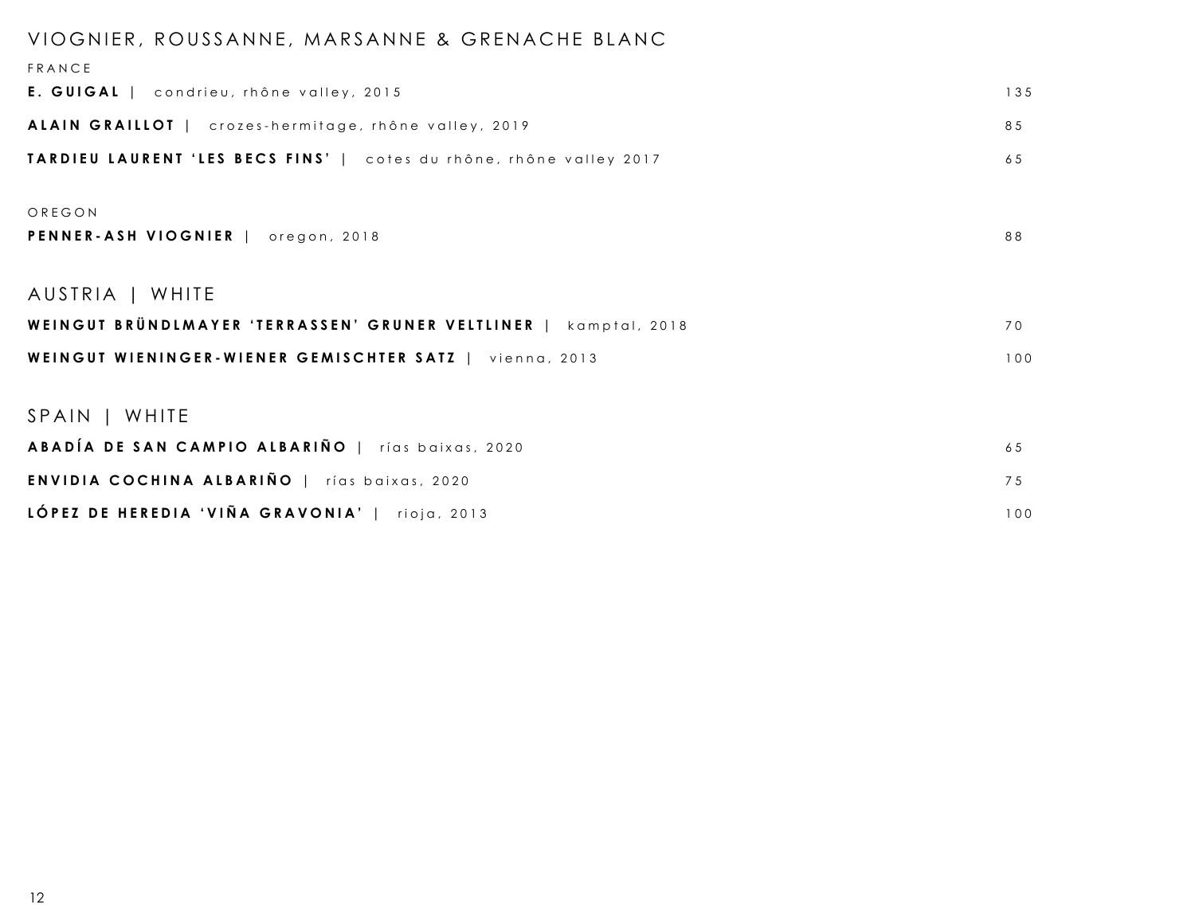## VIOGNIER, ROUSSANNE, MARSANNE & GRENACHE BLANC

### FRANCE

| | |
|---|---|
| **E. GUIGAL** \| condrieu, rhône valley, 2015 | 135 |
| **ALAIN GRAILLOT** \| crozes-hermitage, rhône valley, 2019 | 85 |
| **TARDIEU LAURENT 'LES BECS FINS'** \| cotes du rhône, rhône valley 2017 | 65 |

### OREGON

| | |
|---|---|
| **PENNER-ASH VIOGNIER** \| oregon, 2018 | 88 |

## AUSTRIA | WHITE

| | |
|---|---|
| **WEINGUT BRÜNDLMAYER 'TERRASSEN' GRUNER VELTLINER** \| kamptal, 2018 | 70 |
| **WEINGUT WIENINGER-WIENER GEMISCHTER SATZ** \| vienna, 2013 | 100 |

## SPAIN | WHITE

| | |
|---|---|
| **ABADÍA DE SAN CAMPIO ALBARIÑO** \| rías baixas, 2020 | 65 |
| **ENVIDIA COCHINA ALBARIÑO** \| rías baixas, 2020 | 75 |
| **LÓPEZ DE HEREDIA 'VIÑA GRAVONIA'** \| rioja, 2013 | 100 |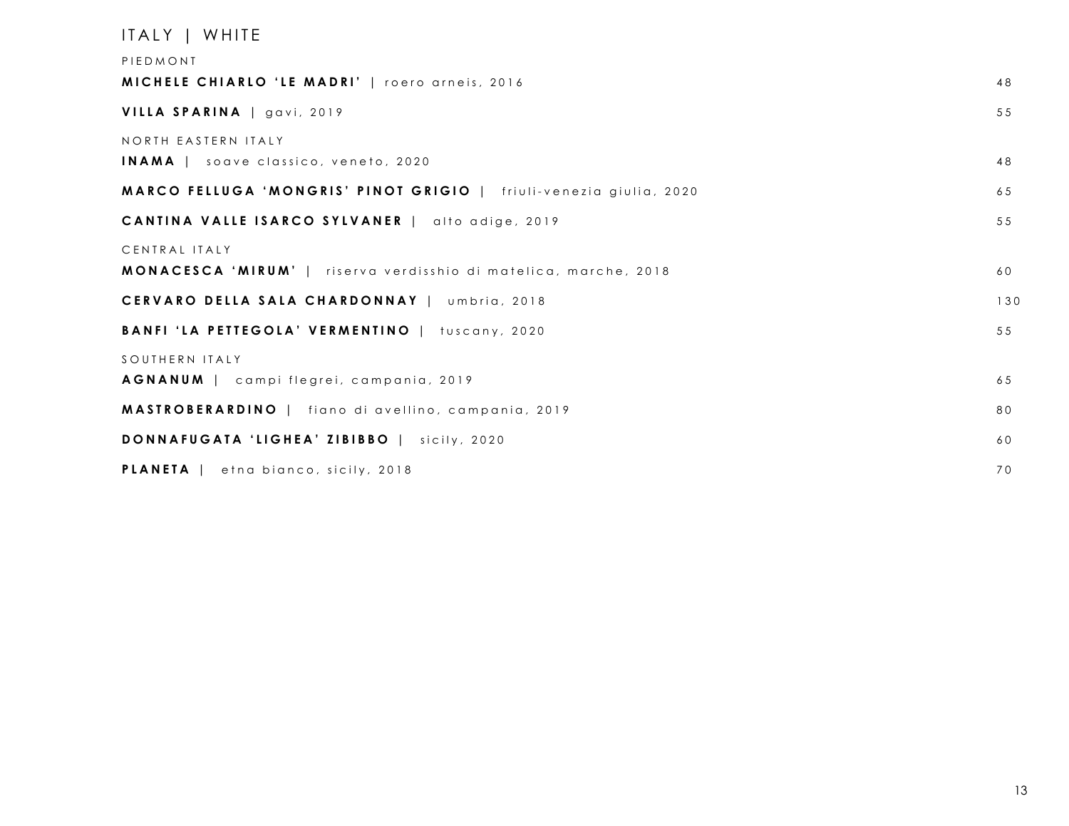# ITALY | WHITE

## PIEDMONT

**MICHELE CHIARLO 'LE MADRI'** | roero arneis, 2016 — 48

**VILLA SPARINA** | gavi, 2019 — 55

## NORTH EASTERN ITALY

**INAMA** | soave classico, veneto, 2020 — 48

**MARCO FELLUGA 'MONGRIS' PINOT GRIGIO** | friuli-venezia giulia, 2020 — 65

**CANTINA VALLE ISARCO SYLVANER** | alto adige, 2019 — 55

## CENTRAL ITALY

**MONACESCA 'MIRUM'** | riserva verdisshio di matelica, marche, 2018 — 60

**CERVARO DELLA SALA CHARDONNAY** | umbria, 2018 — 130

**BANFI 'LA PETTEGOLA' VERMENTINO** | tuscany, 2020 — 55

## SOUTHERN ITALY

**AGNANUM** | campi flegrei, campania, 2019 — 65

**MASTROBERARDINO** | fiano di avellino, campania, 2019 — 80

**DONNAFUGATA 'LIGHEA' ZIBIBBO** | sicily, 2020 — 60

**PLANETA** | etna bianco, sicily, 2018 — 70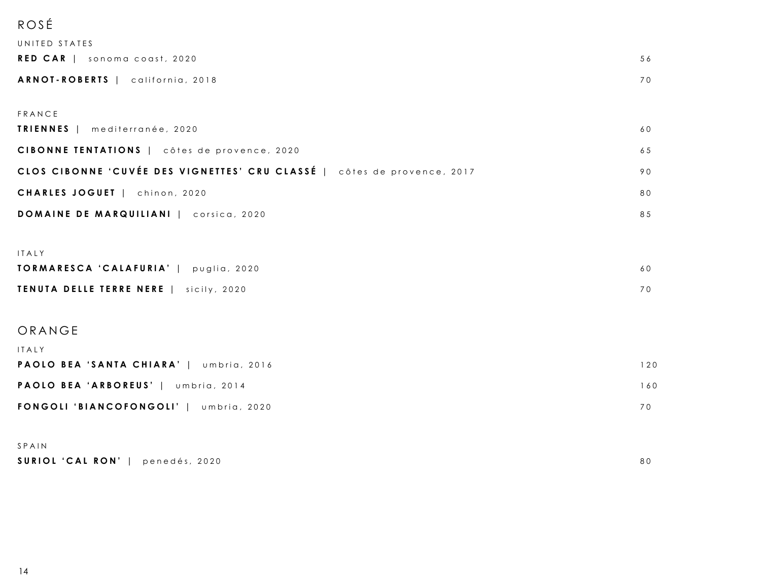# ROSÉ

### UNITED STATES

| | |
|---|---|
| **RED CAR** \| sonoma coast, 2020 | 56 |
| **ARNOT-ROBERTS** \| california, 2018 | 70 |

### FRANCE

| | |
|---|---|
| **TRIENNES** \| mediterranée, 2020 | 60 |
| **CIBONNE TENTATIONS** \| côtes de provence, 2020 | 65 |
| **CLOS CIBONNE 'CUVÉE DES VIGNETTES' CRU CLASSÉ** \| côtes de provence, 2017 | 90 |
| **CHARLES JOGUET** \| chinon, 2020 | 80 |
| **DOMAINE DE MARQUILIANI** \| corsica, 2020 | 85 |

### ITALY

| | |
|---|---|
| **TORMARESCA 'CALAFURIA'** \| puglia, 2020 | 60 |
| **TENUTA DELLE TERRE NERE** \| sicily, 2020 | 70 |

# ORANGE

### ITALY

| | |
|---|---|
| **PAOLO BEA 'SANTA CHIARA'** \| umbria, 2016 | 120 |
| **PAOLO BEA 'ARBOREUS'** \| umbria, 2014 | 160 |
| **FONGOLI 'BIANCOFONGOLI'** \| umbria, 2020 | 70 |

### SPAIN

| | |
|---|---|
| **SURIOL 'CAL RON'** \| penedés, 2020 | 80 |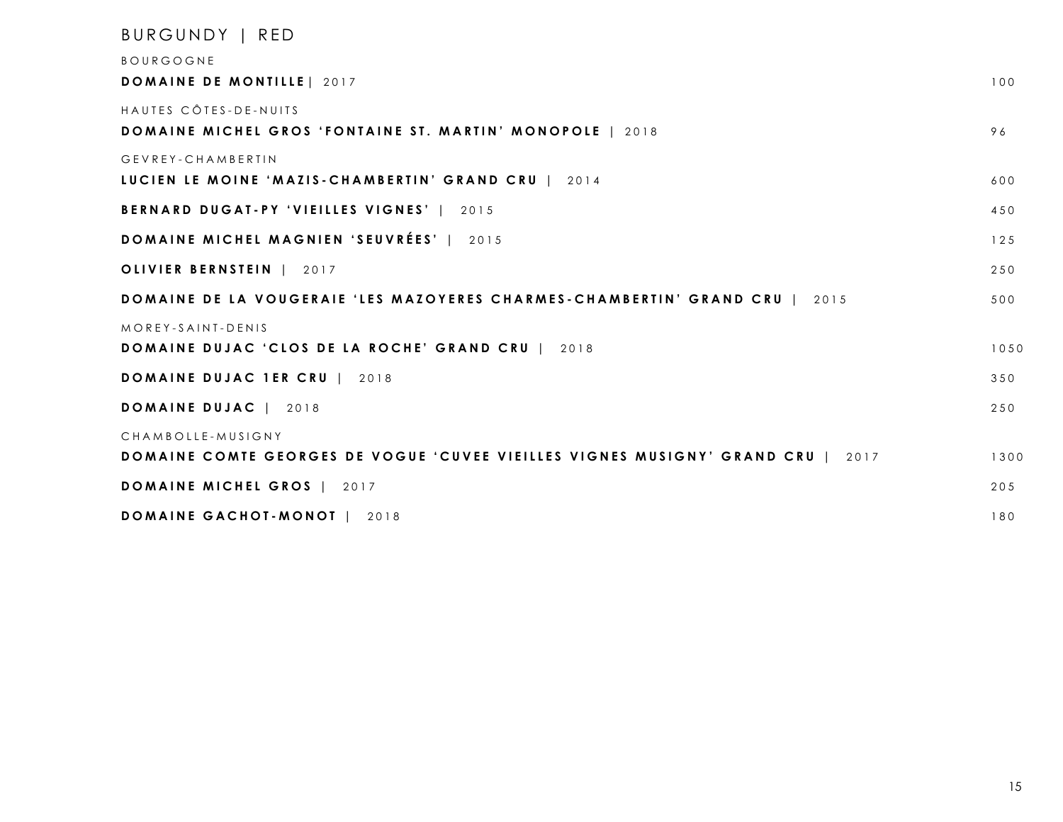# BURGUNDY | RED

## BOURGOGNE

**DOMAINE DE MONTILLE** | 2017 — 100

## HAUTES CÔTES-DE-NUITS

**DOMAINE MICHEL GROS 'FONTAINE ST. MARTIN' MONOPOLE** | 2018 — 96

## GEVREY-CHAMBERTIN

**LUCIEN LE MOINE 'MAZIS-CHAMBERTIN' GRAND CRU** | 2014 — 600

**BERNARD DUGAT-PY 'VIEILLES VIGNES'** | 2015 — 450

**DOMAINE MICHEL MAGNIEN 'SEUVRÉES'** | 2015 — 125

**OLIVIER BERNSTEIN** | 2017 — 250

**DOMAINE DE LA VOUGERAIE 'LES MAZOYERES CHARMES-CHAMBERTIN' GRAND CRU** | 2015 — 500

## MOREY-SAINT-DENIS

**DOMAINE DUJAC 'CLOS DE LA ROCHE' GRAND CRU** | 2018 — 1050

**DOMAINE DUJAC 1ER CRU** | 2018 — 350

**DOMAINE DUJAC** | 2018 — 250

## CHAMBOLLE-MUSIGNY

**DOMAINE COMTE GEORGES DE VOGUE 'CUVEE VIEILLES VIGNES MUSIGNY' GRAND CRU** | 2017 — 1300

**DOMAINE MICHEL GROS** | 2017 — 205

**DOMAINE GACHOT-MONOT** | 2018 — 180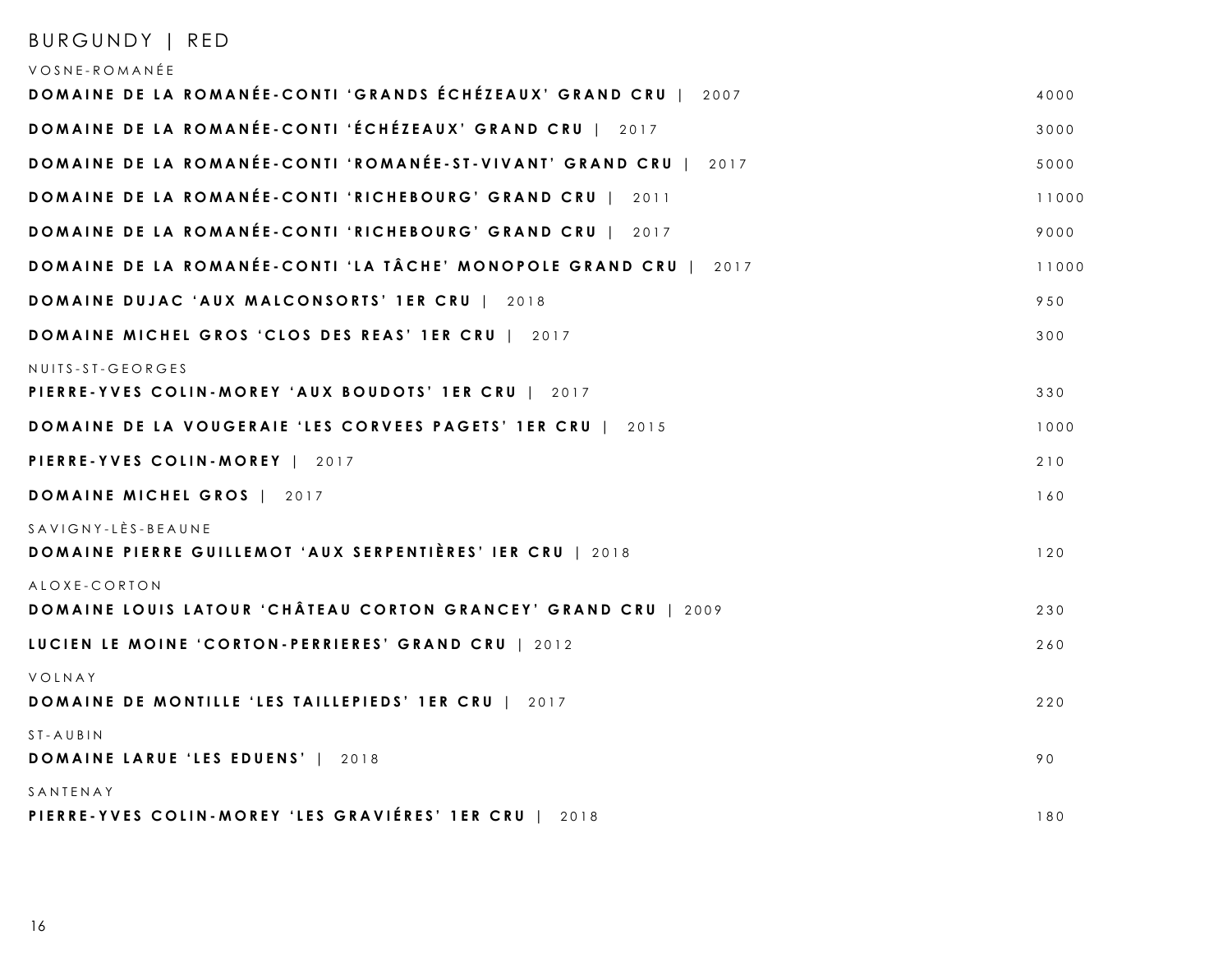# BURGUNDY | RED

### VOSNE-ROMANÉE

| Wine | Price |
|---|---|
| **DOMAINE DE LA ROMANÉE-CONTI 'GRANDS ÉCHÉZEAUX' GRAND CRU** \| 2007 | 4000 |
| **DOMAINE DE LA ROMANÉE-CONTI 'ÉCHÉZEAUX' GRAND CRU** \| 2017 | 3000 |
| **DOMAINE DE LA ROMANÉE-CONTI 'ROMANÉE-ST-VIVANT' GRAND CRU** \| 2017 | 5000 |
| **DOMAINE DE LA ROMANÉE-CONTI 'RICHEBOURG' GRAND CRU** \| 2011 | 11000 |
| **DOMAINE DE LA ROMANÉE-CONTI 'RICHEBOURG' GRAND CRU** \| 2017 | 9000 |
| **DOMAINE DE LA ROMANÉE-CONTI 'LA TÂCHE' MONOPOLE GRAND CRU** \| 2017 | 11000 |
| **DOMAINE DUJAC 'AUX MALCONSORTS' 1ER CRU** \| 2018 | 950 |
| **DOMAINE MICHEL GROS 'CLOS DES REAS' 1ER CRU** \| 2017 | 300 |

### NUITS-ST-GEORGES

| Wine | Price |
|---|---|
| **PIERRE-YVES COLIN-MOREY 'AUX BOUDOTS' 1ER CRU** \| 2017 | 330 |
| **DOMAINE DE LA VOUGERAIE 'LES CORVEES PAGETS' 1ER CRU** \| 2015 | 1000 |
| **PIERRE-YVES COLIN-MOREY** \| 2017 | 210 |
| **DOMAINE MICHEL GROS** \| 2017 | 160 |

### SAVIGNY-LÈS-BEAUNE

| Wine | Price |
|---|---|
| **DOMAINE PIERRE GUILLEMOT 'AUX SERPENTIÈRES' IER CRU** \| 2018 | 120 |

### ALOXE-CORTON

| Wine | Price |
|---|---|
| **DOMAINE LOUIS LATOUR 'CHÂTEAU CORTON GRANCEY' GRAND CRU** \| 2009 | 230 |
| **LUCIEN LE MOINE 'CORTON-PERRIERES' GRAND CRU** \| 2012 | 260 |

### VOLNAY

| Wine | Price |
|---|---|
| **DOMAINE DE MONTILLE 'LES TAILLEPIEDS' 1ER CRU** \| 2017 | 220 |

### ST-AUBIN

| Wine | Price |
|---|---|
| **DOMAINE LARUE 'LES EDUENS'** \| 2018 | 90 |

### SANTENAY

| Wine | Price |
|---|---|
| **PIERRE-YVES COLIN-MOREY 'LES GRAVIÉRES' 1ER CRU** \| 2018 | 180 |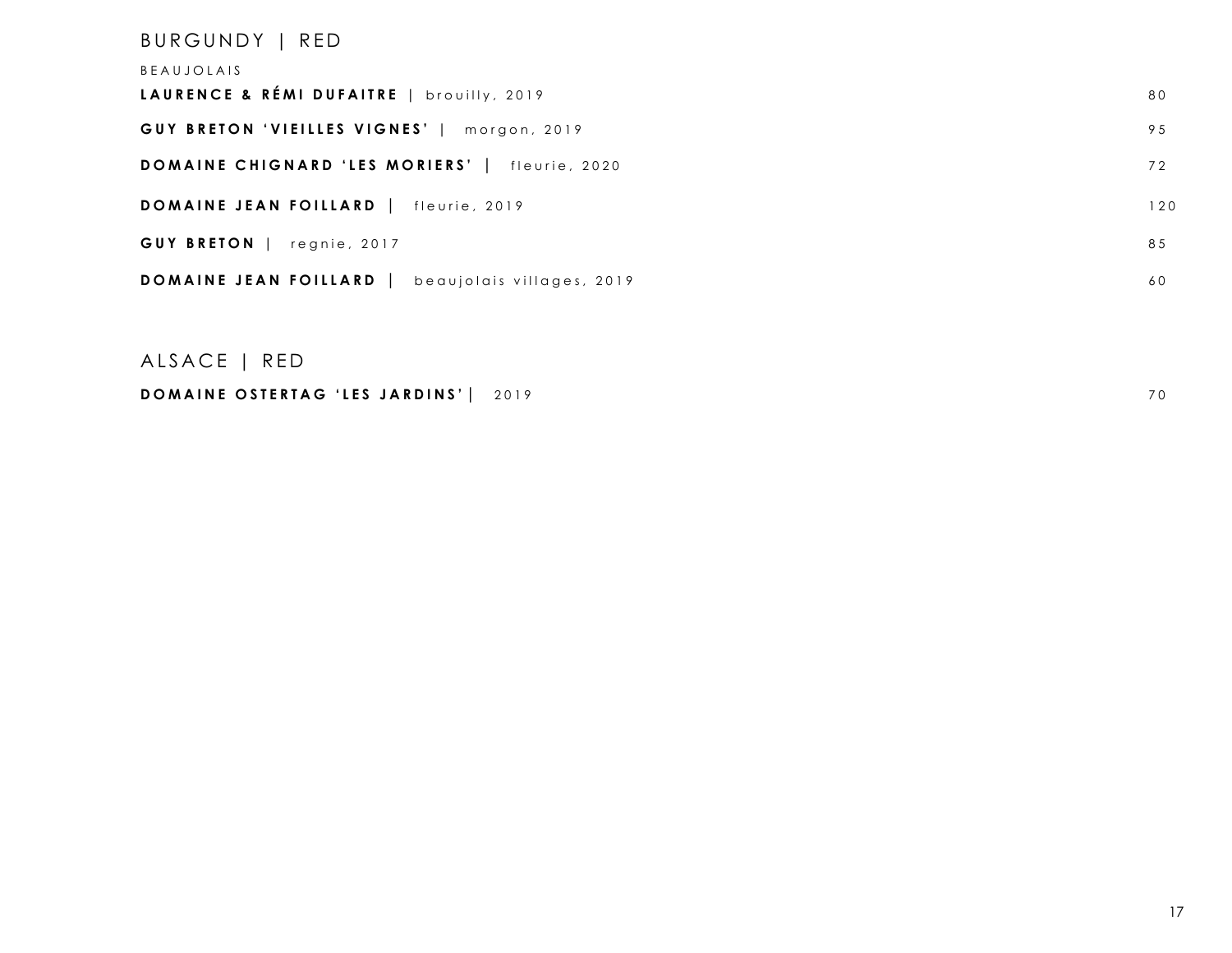## BURGUNDY | RED

BEAUJOLAIS

| Wine | Price |
|---|---|
| **LAURENCE & RÉMI DUFAITRE** \| brouilly, 2019 | 80 |
| **GUY BRETON 'VIEILLES VIGNES'** \| morgon, 2019 | 95 |
| **DOMAINE CHIGNARD 'LES MORIERS'** \| fleurie, 2020 | 72 |
| **DOMAINE JEAN FOILLARD** \| fleurie, 2019 | 120 |
| **GUY BRETON** \| regnie, 2017 | 85 |
| **DOMAINE JEAN FOILLARD** \| beaujolais villages, 2019 | 60 |

## ALSACE | RED

| Wine | Price |
|---|---|
| **DOMAINE OSTERTAG 'LES JARDINS'** \| 2019 | 70 |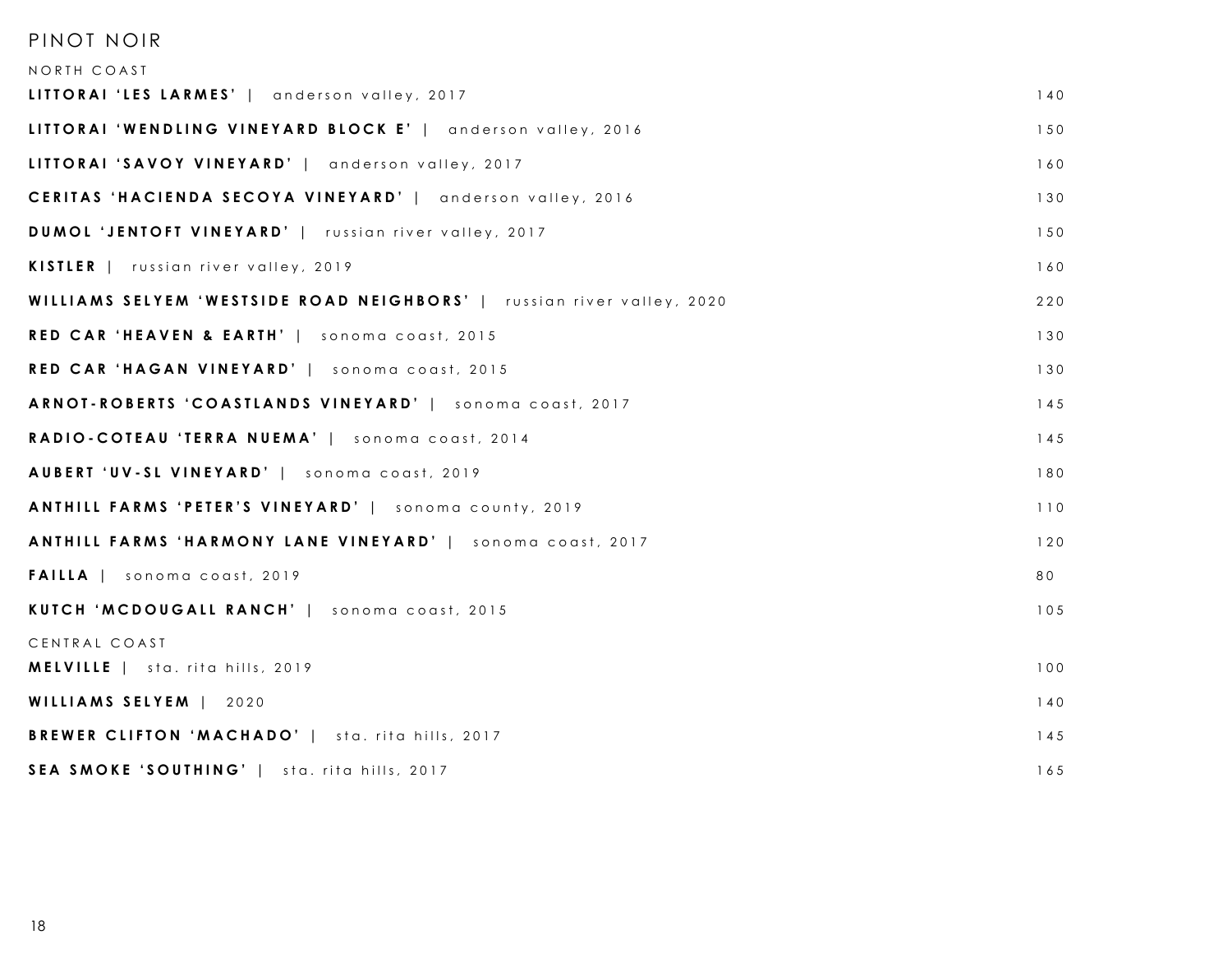# PINOT NOIR

## NORTH COAST

| | |
|---|---|
| **LITTORAI 'LES LARMES'** \| anderson valley, 2017 | 140 |
| **LITTORAI 'WENDLING VINEYARD BLOCK E'** \| anderson valley, 2016 | 150 |
| **LITTORAI 'SAVOY VINEYARD'** \| anderson valley, 2017 | 160 |
| **CERITAS 'HACIENDA SECOYA VINEYARD'** \| anderson valley, 2016 | 130 |
| **DUMOL 'JENTOFT VINEYARD'** \| russian river valley, 2017 | 150 |
| **KISTLER** \| russian river valley, 2019 | 160 |
| **WILLIAMS SELYEM 'WESTSIDE ROAD NEIGHBORS'** \| russian river valley, 2020 | 220 |
| **RED CAR 'HEAVEN & EARTH'** \| sonoma coast, 2015 | 130 |
| **RED CAR 'HAGAN VINEYARD'** \| sonoma coast, 2015 | 130 |
| **ARNOT-ROBERTS 'COASTLANDS VINEYARD'** \| sonoma coast, 2017 | 145 |
| **RADIO-COTEAU 'TERRA NUEMA'** \| sonoma coast, 2014 | 145 |
| **AUBERT 'UV-SL VINEYARD'** \| sonoma coast, 2019 | 180 |
| **ANTHILL FARMS 'PETER'S VINEYARD'** \| sonoma county, 2019 | 110 |
| **ANTHILL FARMS 'HARMONY LANE VINEYARD'** \| sonoma coast, 2017 | 120 |
| **FAILLA** \| sonoma coast, 2019 | 80 |
| **KUTCH 'MCDOUGALL RANCH'** \| sonoma coast, 2015 | 105 |

## CENTRAL COAST

| | |
|---|---|
| **MELVILLE** \| sta. rita hills, 2019 | 100 |
| **WILLIAMS SELYEM** \| 2020 | 140 |
| **BREWER CLIFTON 'MACHADO'** \| sta. rita hills, 2017 | 145 |
| **SEA SMOKE 'SOUTHING'** \| sta. rita hills, 2017 | 165 |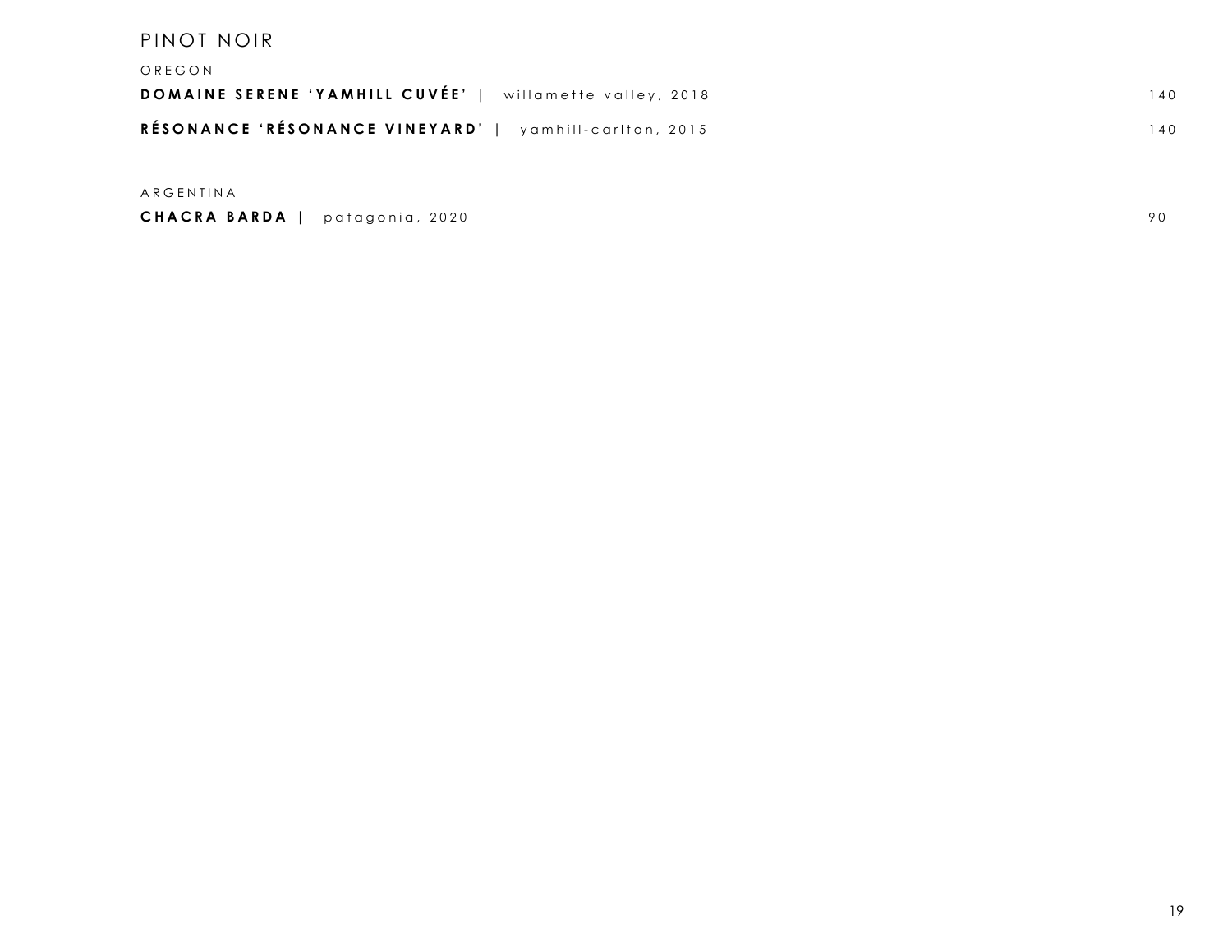# PINOT NOIR

## OREGON

**DOMAINE SERENE 'YAMHILL CUVÉE'** | willamette valley, 2018 — 140

**RÉSONANCE 'RÉSONANCE VINEYARD'** | yamhill-carlton, 2015 — 140

## ARGENTINA

**CHACRA BARDA** | patagonia, 2020 — 90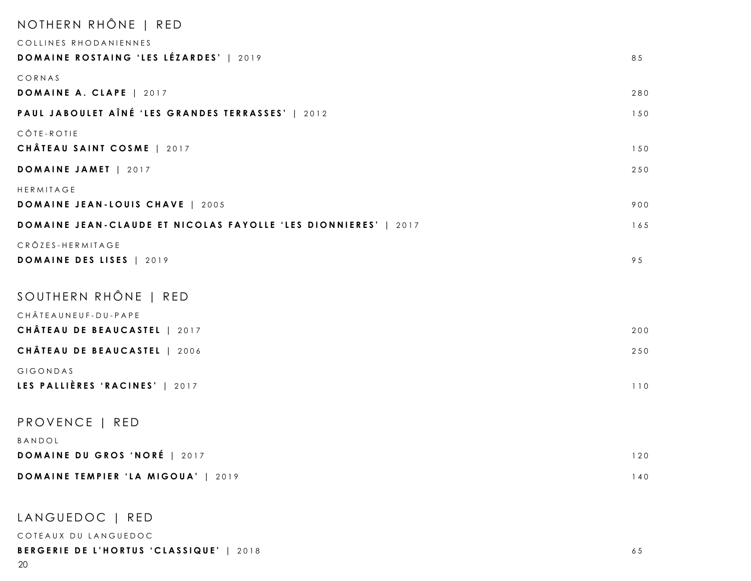## NOTHERN RHÔNE | RED

### COLLINES RHODANIENNES

**DOMAINE ROSTAING 'LES LÉZARDES'** | 2019 — 85

### CORNAS

**DOMAINE A. CLAPE** | 2017 — 280

**PAUL JABOULET AÎNÉ 'LES GRANDES TERRASSES'** | 2012 — 150

### CÔTE-ROTIE

**CHÂTEAU SAINT COSME** | 2017 — 150

**DOMAINE JAMET** | 2017 — 250

### HERMITAGE

**DOMAINE JEAN-LOUIS CHAVE** | 2005 — 900

**DOMAINE JEAN-CLAUDE ET NICOLAS FAYOLLE 'LES DIONNIERES'** | 2017 — 165

### CRÔZES-HERMITAGE

**DOMAINE DES LISES** | 2019 — 95

## SOUTHERN RHÔNE | RED

### CHÂTEAUNEUF-DU-PAPE

**CHÂTEAU DE BEAUCASTEL** | 2017 — 200

**CHÂTEAU DE BEAUCASTEL** | 2006 — 250

### GIGONDAS

**LES PALLIÈRES 'RACINES'** | 2017 — 110

## PROVENCE | RED

### BANDOL

**DOMAINE DU GROS 'NORÉ** | 2017 — 120

**DOMAINE TEMPIER 'LA MIGOUA'** | 2019 — 140

## LANGUEDOC | RED

### COTEAUX DU LANGUEDOC

**BERGERIE DE L'HORTUS 'CLASSIQUE'** | 2018 — 65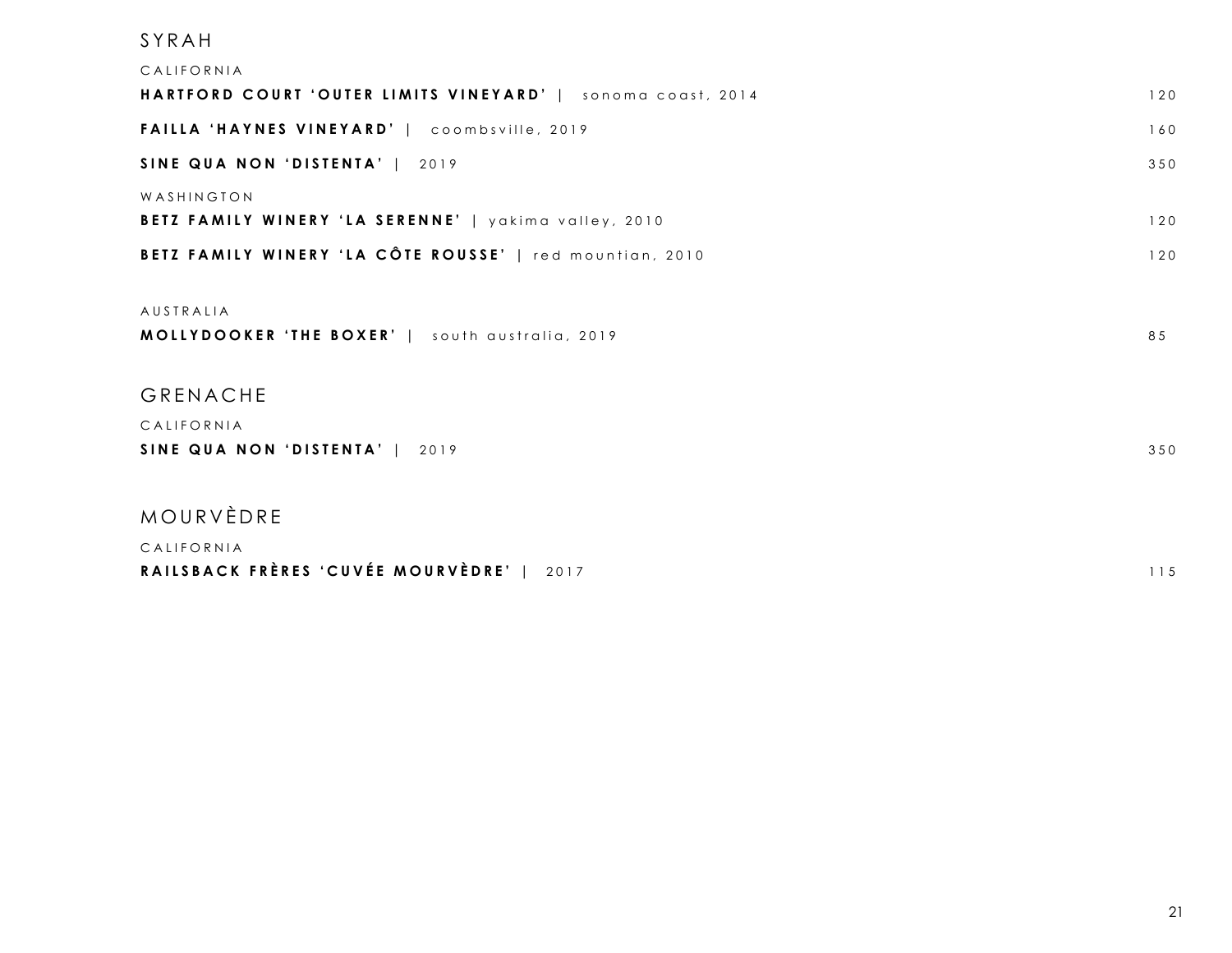## SYRAH

### CALIFORNIA

**HARTFORD COURT 'OUTER LIMITS VINEYARD'** | sonoma coast, 2014 — 120

**FAILLA 'HAYNES VINEYARD'** | coombsville, 2019 — 160

**SINE QUA NON 'DISTENTA'** | 2019 — 350

### WASHINGTON

**BETZ FAMILY WINERY 'LA SERENNE'** | yakima valley, 2010 — 120

**BETZ FAMILY WINERY 'LA CÔTE ROUSSE'** | red mountian, 2010 — 120

### AUSTRALIA

**MOLLYDOOKER 'THE BOXER'** | south australia, 2019 — 85

## GRENACHE

### CALIFORNIA

**SINE QUA NON 'DISTENTA'** | 2019 — 350

## MOURVÈDRE

### CALIFORNIA

**RAILSBACK FRÈRES 'CUVÉE MOURVÈDRE'** | 2017 — 115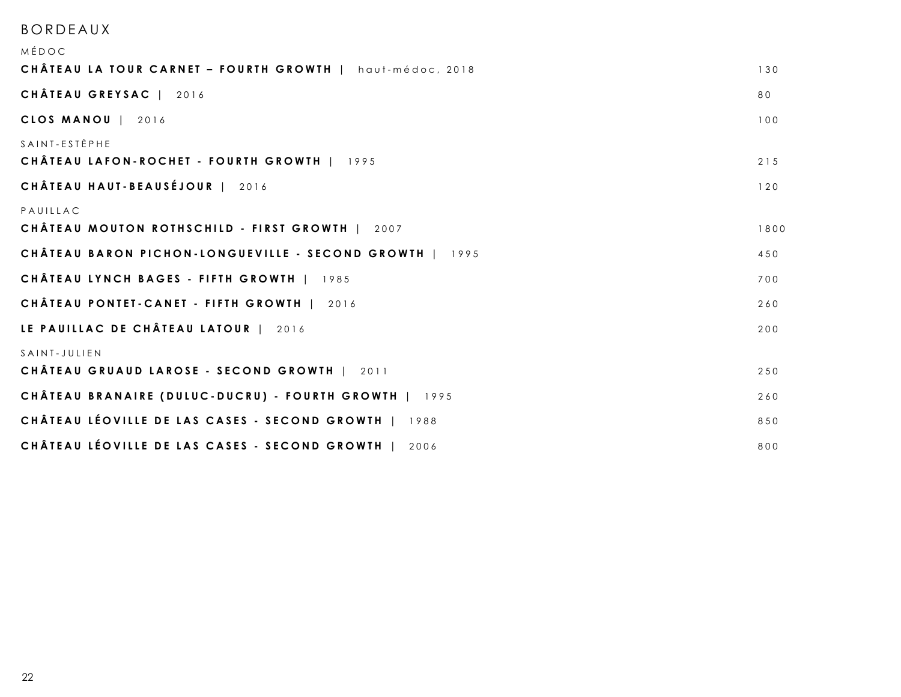# BORDEAUX

## MÉDOC

**CHÂTEAU LA TOUR CARNET – FOURTH GROWTH** | haut-médoc, 2018 — 130

**CHÂTEAU GREYSAC** | 2016 — 80

**CLOS MANOU** | 2016 — 100

## SAINT-ESTÈPHE

**CHÂTEAU LAFON-ROCHET - FOURTH GROWTH** | 1995 — 215

**CHÂTEAU HAUT-BEAUSÉJOUR** | 2016 — 120

## PAUILLAC

**CHÂTEAU MOUTON ROTHSCHILD - FIRST GROWTH** | 2007 — 1800

**CHÂTEAU BARON PICHON-LONGUEVILLE - SECOND GROWTH** | 1995 — 450

**CHÂTEAU LYNCH BAGES - FIFTH GROWTH** | 1985 — 700

**CHÂTEAU PONTET-CANET - FIFTH GROWTH** | 2016 — 260

**LE PAUILLAC DE CHÂTEAU LATOUR** | 2016 — 200

## SAINT-JULIEN

**CHÂTEAU GRUAUD LAROSE - SECOND GROWTH** | 2011 — 250

**CHÂTEAU BRANAIRE (DULUC-DUCRU) - FOURTH GROWTH** | 1995 — 260

**CHÂTEAU LÉOVILLE DE LAS CASES - SECOND GROWTH** | 1988 — 850

**CHÂTEAU LÉOVILLE DE LAS CASES - SECOND GROWTH** | 2006 — 800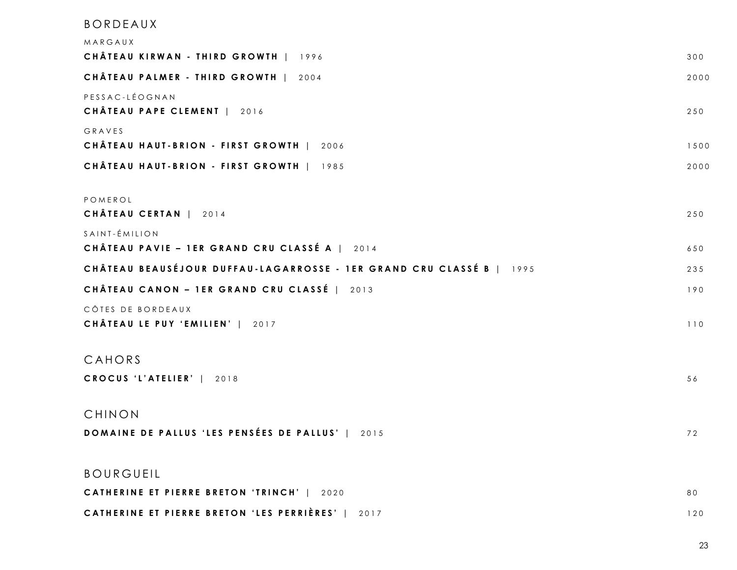## BORDEAUX

### MARGAUX

**CHÂTEAU KIRWAN - THIRD GROWTH** | 1996 — 300

**CHÂTEAU PALMER - THIRD GROWTH** | 2004 — 2000

### PESSAC-LÉOGNAN

**CHÂTEAU PAPE CLEMENT** | 2016 — 250

### GRAVES

**CHÂTEAU HAUT-BRION - FIRST GROWTH** | 2006 — 1500

**CHÂTEAU HAUT-BRION - FIRST GROWTH** | 1985 — 2000

### POMEROL

**CHÂTEAU CERTAN** | 2014 — 250

### SAINT-ÉMILION

**CHÂTEAU PAVIE – 1ER GRAND CRU CLASSÉ A** | 2014 — 650

**CHÂTEAU BEAUSÉJOUR DUFFAU-LAGARROSSE - 1ER GRAND CRU CLASSÉ B** | 1995 — 235

**CHÂTEAU CANON – 1ER GRAND CRU CLASSÉ** | 2013 — 190

### CÔTES DE BORDEAUX

**CHÂTEAU LE PUY 'EMILIEN'** | 2017 — 110

## CAHORS

**CROCUS 'L'ATELIER'** | 2018 — 56

## CHINON

**DOMAINE DE PALLUS 'LES PENSÉES DE PALLUS'** | 2015 — 72

## BOURGUEIL

**CATHERINE ET PIERRE BRETON 'TRINCH'** | 2020 — 80

**CATHERINE ET PIERRE BRETON 'LES PERRIÈRES'** | 2017 — 120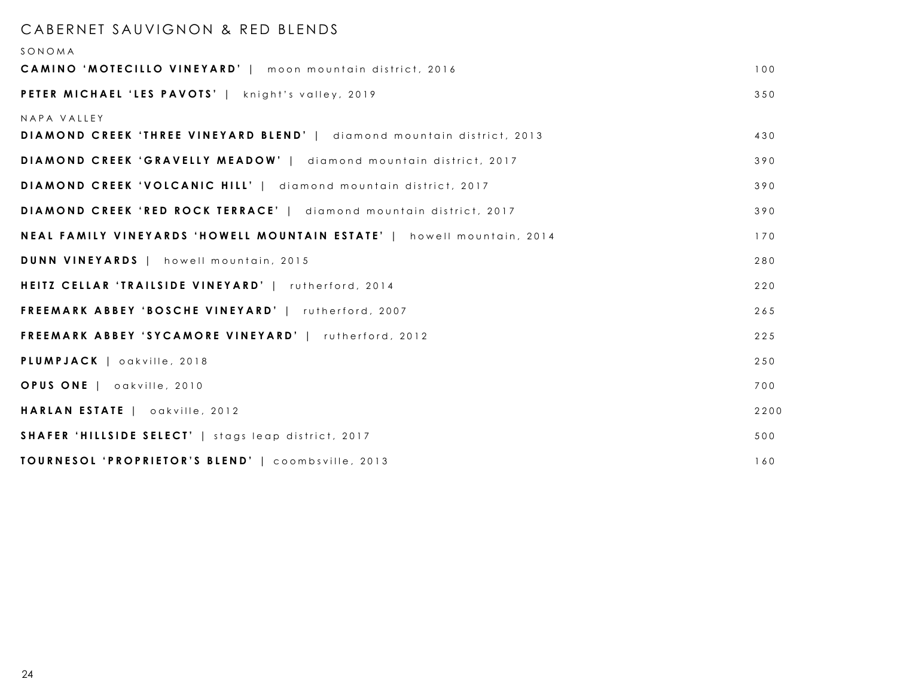# CABERNET SAUVIGNON & RED BLENDS

## SONOMA

**CAMINO 'MOTECILLO VINEYARD'** | moon mountain district, 2016 — 100

**PETER MICHAEL 'LES PAVOTS'** | knight's valley, 2019 — 350

## NAPA VALLEY

**DIAMOND CREEK 'THREE VINEYARD BLEND'** | diamond mountain district, 2013 — 430

**DIAMOND CREEK 'GRAVELLY MEADOW'** | diamond mountain district, 2017 — 390

**DIAMOND CREEK 'VOLCANIC HILL'** | diamond mountain district, 2017 — 390

**DIAMOND CREEK 'RED ROCK TERRACE'** | diamond mountain district, 2017 — 390

**NEAL FAMILY VINEYARDS 'HOWELL MOUNTAIN ESTATE'** | howell mountain, 2014 — 170

**DUNN VINEYARDS** | howell mountain, 2015 — 280

**HEITZ CELLAR 'TRAILSIDE VINEYARD'** | rutherford, 2014 — 220

**FREEMARK ABBEY 'BOSCHE VINEYARD'** | rutherford, 2007 — 265

**FREEMARK ABBEY 'SYCAMORE VINEYARD'** | rutherford, 2012 — 225

**PLUMPJACK** | oakville, 2018 — 250

**OPUS ONE** | oakville, 2010 — 700

**HARLAN ESTATE** | oakville, 2012 — 2200

**SHAFER 'HILLSIDE SELECT'** | stags leap district, 2017 — 500

**TOURNESOL 'PROPRIETOR'S BLEND'** | coombsville, 2013 — 160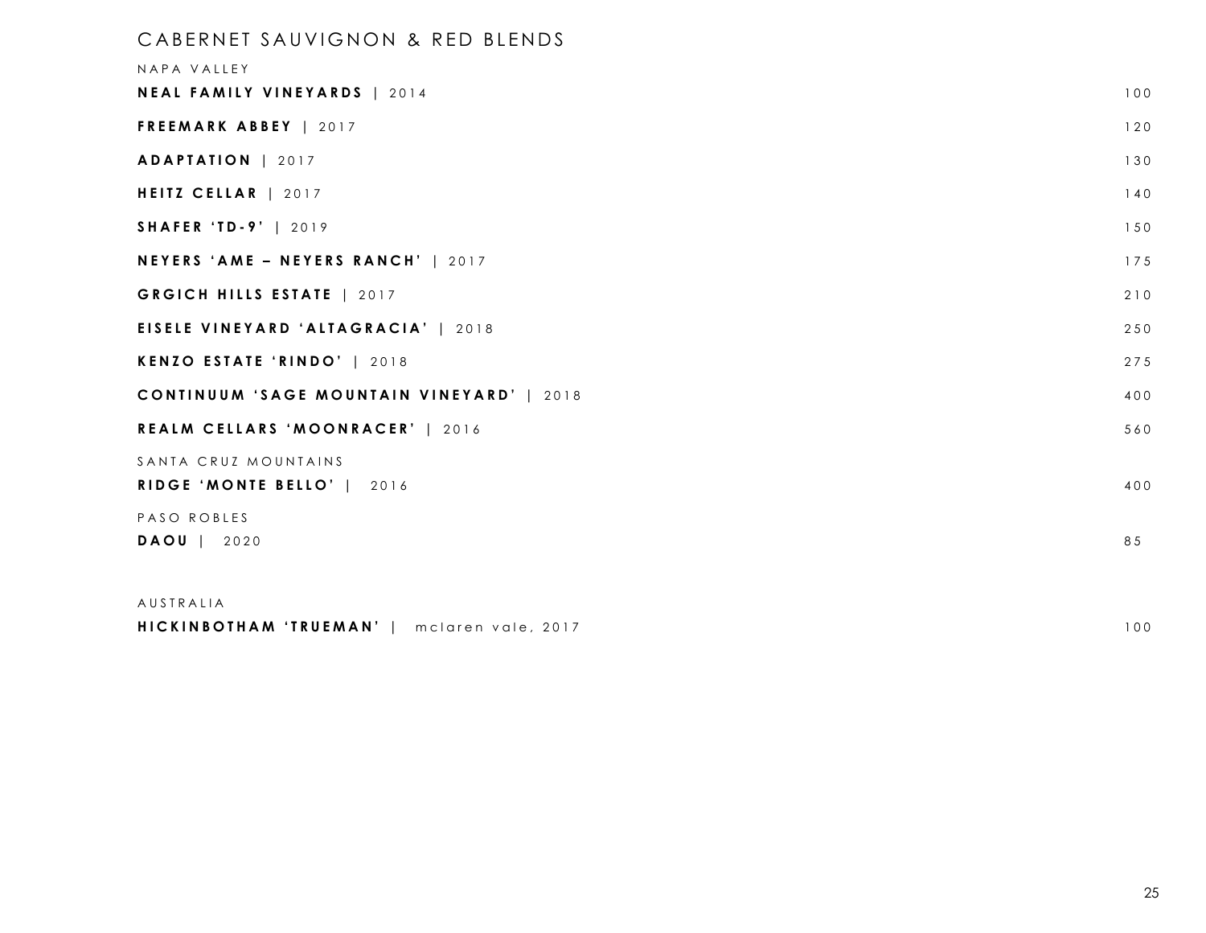## CABERNET SAUVIGNON & RED BLENDS

### NAPA VALLEY

| Wine | Price |
|---|---|
| **NEAL FAMILY VINEYARDS** \| 2014 | 100 |
| **FREEMARK ABBEY** \| 2017 | 120 |
| **ADAPTATION** \| 2017 | 130 |
| **HEITZ CELLAR** \| 2017 | 140 |
| **SHAFER 'TD-9'** \| 2019 | 150 |
| **NEYERS 'AME – NEYERS RANCH'** \| 2017 | 175 |
| **GRGICH HILLS ESTATE** \| 2017 | 210 |
| **EISELE VINEYARD 'ALTAGRACIA'** \| 2018 | 250 |
| **KENZO ESTATE 'RINDO'** \| 2018 | 275 |
| **CONTINUUM 'SAGE MOUNTAIN VINEYARD'** \| 2018 | 400 |
| **REALM CELLARS 'MOONRACER'** \| 2016 | 560 |

### SANTA CRUZ MOUNTAINS

| Wine | Price |
|---|---|
| **RIDGE 'MONTE BELLO'** \| 2016 | 400 |

### PASO ROBLES

| Wine | Price |
|---|---|
| **DAOU** \| 2020 | 85 |

### AUSTRALIA

| Wine | Price |
|---|---|
| **HICKINBOTHAM 'TRUEMAN'** \| mclaren vale, 2017 | 100 |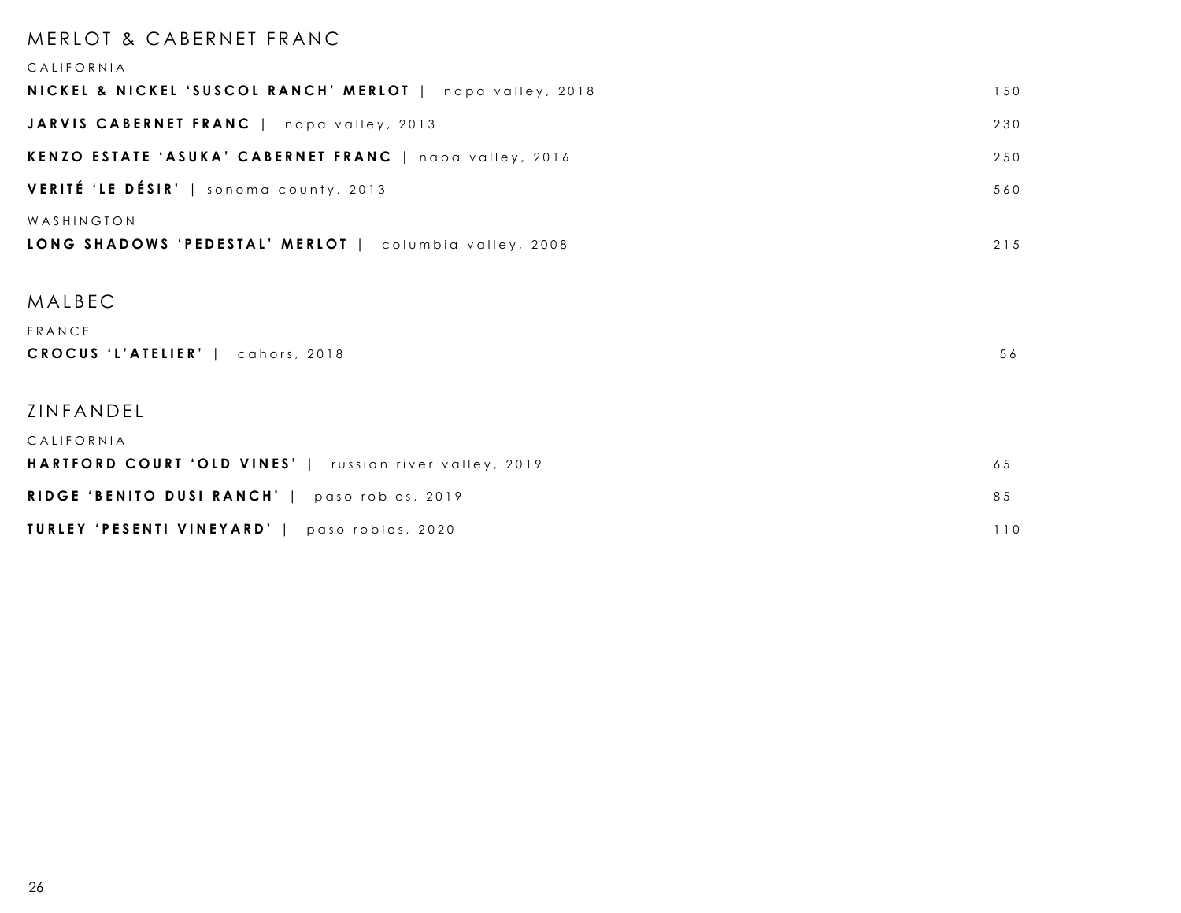## MERLOT & CABERNET FRANC

### CALIFORNIA

**NICKEL & NICKEL 'SUSCOL RANCH' MERLOT** | napa valley, 2018 — 150

**JARVIS CABERNET FRANC** | napa valley, 2013 — 230

**KENZO ESTATE 'ASUKA' CABERNET FRANC** | napa valley, 2016 — 250

**VERITÉ 'LE DÉSIR'** | sonoma county, 2013 — 560

### WASHINGTON

**LONG SHADOWS 'PEDESTAL' MERLOT** | columbia valley, 2008 — 215

## MALBEC

### FRANCE

**CROCUS 'L'ATELIER'** | cahors, 2018 — 56

## ZINFANDEL

### CALIFORNIA

**HARTFORD COURT 'OLD VINES'** | russian river valley, 2019 — 65

**RIDGE 'BENITO DUSI RANCH'** | paso robles, 2019 — 85

**TURLEY 'PESENTI VINEYARD'** | paso robles, 2020 — 110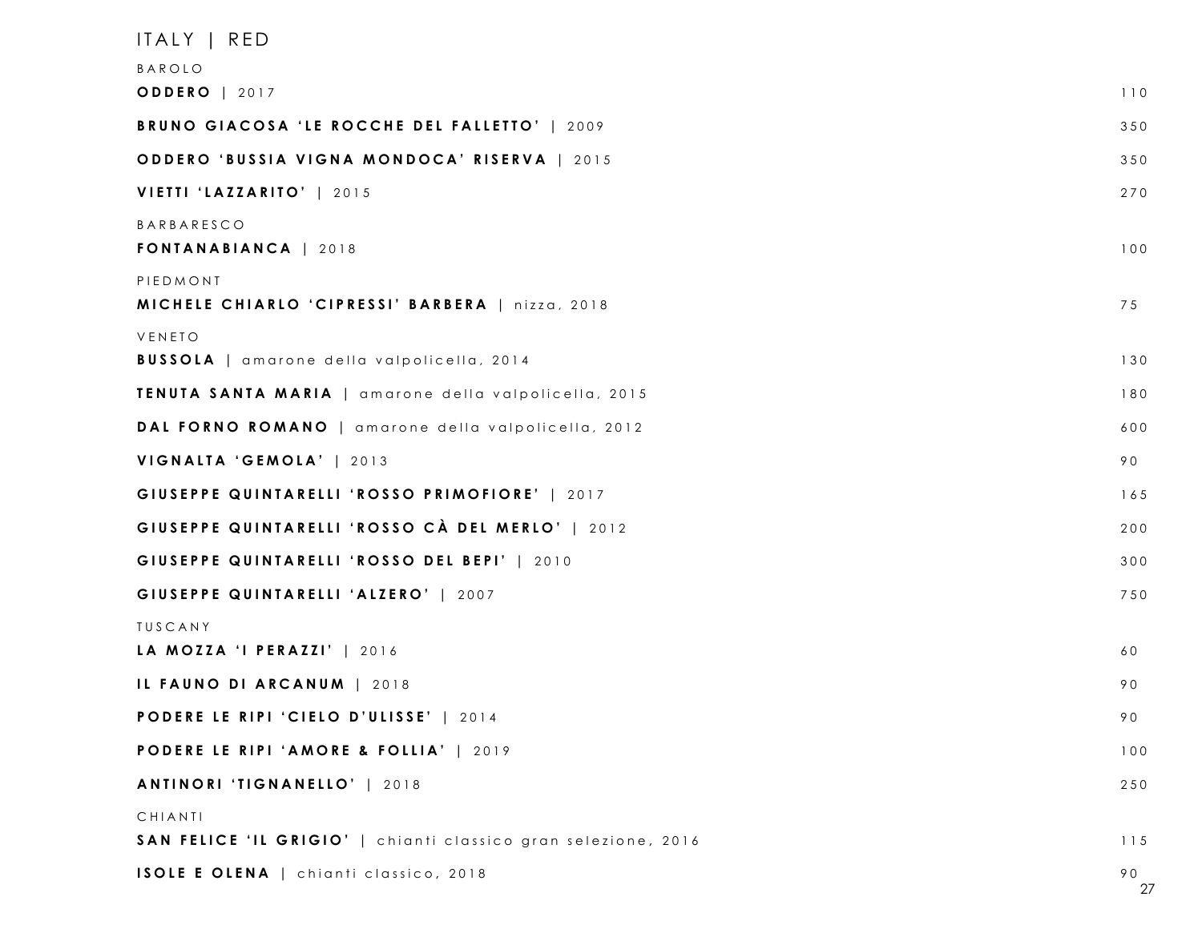# ITALY | RED

## BAROLO

**ODDERO** | 2017 — 110

**BRUNO GIACOSA 'LE ROCCHE DEL FALLETTO'** | 2009 — 350

**ODDERO 'BUSSIA VIGNA MONDOCA' RISERVA** | 2015 — 350

**VIETTI 'LAZZARITO'** | 2015 — 270

## BARBARESCO

**FONTANABIANCA** | 2018 — 100

## PIEDMONT

**MICHELE CHIARLO 'CIPRESSI' BARBERA** | nizza, 2018 — 75

## VENETO

**BUSSOLA** | amarone della valpolicella, 2014 — 130

**TENUTA SANTA MARIA** | amarone della valpolicella, 2015 — 180

**DAL FORNO ROMANO** | amarone della valpolicella, 2012 — 600

**VIGNALTA 'GEMOLA'** | 2013 — 90

**GIUSEPPE QUINTARELLI 'ROSSO PRIMOFIORE'** | 2017 — 165

**GIUSEPPE QUINTARELLI 'ROSSO CÀ DEL MERLO'** | 2012 — 200

**GIUSEPPE QUINTARELLI 'ROSSO DEL BEPI'** | 2010 — 300

**GIUSEPPE QUINTARELLI 'ALZERO'** | 2007 — 750

## TUSCANY

**LA MOZZA 'I PERAZZI'** | 2016 — 60

**IL FAUNO DI ARCANUM** | 2018 — 90

**PODERE LE RIPI 'CIELO D'ULISSE'** | 2014 — 90

**PODERE LE RIPI 'AMORE & FOLLIA'** | 2019 — 100

**ANTINORI 'TIGNANELLO'** | 2018 — 250

## CHIANTI

**SAN FELICE 'IL GRIGIO'** | chianti classico gran selezione, 2016 — 115

**ISOLE E OLENA** | chianti classico, 2018 — 90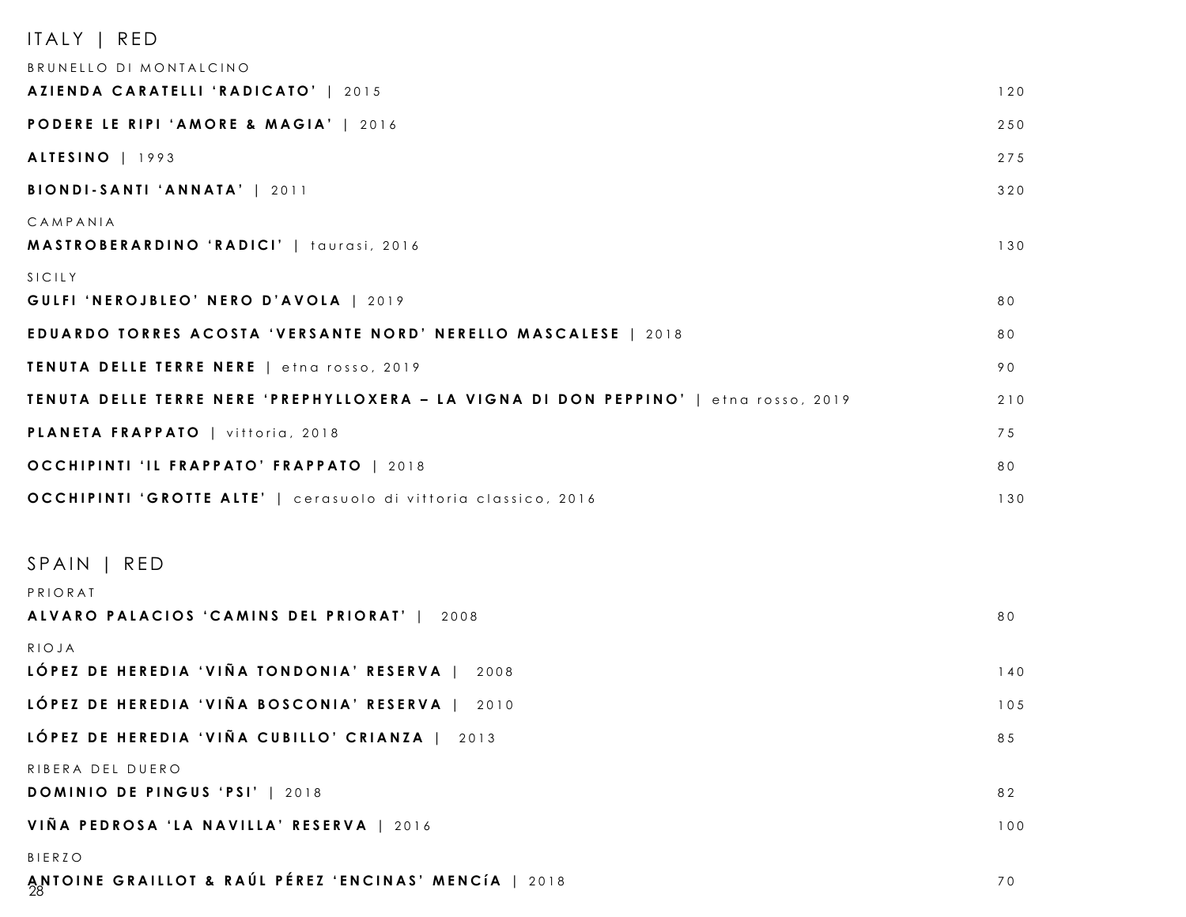# ITALY | RED

### BRUNELLO DI MONTALCINO

| | |
|---|---|
| **AZIENDA CARATELLI 'RADICATO'** \| 2015 | 120 |
| **PODERE LE RIPI 'AMORE & MAGIA'** \| 2016 | 250 |
| **ALTESINO** \| 1993 | 275 |
| **BIONDI-SANTI 'ANNATA'** \| 2011 | 320 |

### CAMPANIA

| | |
|---|---|
| **MASTROBERARDINO 'RADICI'** \| taurasi, 2016 | 130 |

### SICILY

| | |
|---|---|
| **GULFI 'NEROJBLEO' NERO D'AVOLA** \| 2019 | 80 |
| **EDUARDO TORRES ACOSTA 'VERSANTE NORD' NERELLO MASCALESE** \| 2018 | 80 |
| **TENUTA DELLE TERRE NERE** \| etna rosso, 2019 | 90 |
| **TENUTA DELLE TERRE NERE 'PREPHYLLOXERA – LA VIGNA DI DON PEPPINO'** \| etna rosso, 2019 | 210 |
| **PLANETA FRAPPATO** \| vittoria, 2018 | 75 |
| **OCCHIPINTI 'IL FRAPPATO' FRAPPATO** \| 2018 | 80 |
| **OCCHIPINTI 'GROTTE ALTE'** \| cerasuolo di vittoria classico, 2016 | 130 |

# SPAIN | RED

### PRIORAT

| | |
|---|---|
| **ALVARO PALACIOS 'CAMINS DEL PRIORAT'** \| 2008 | 80 |

### RIOJA

| | |
|---|---|
| **LÓPEZ DE HEREDIA 'VIÑA TONDONIA' RESERVA** \| 2008 | 140 |
| **LÓPEZ DE HEREDIA 'VIÑA BOSCONIA' RESERVA** \| 2010 | 105 |
| **LÓPEZ DE HEREDIA 'VIÑA CUBILLO' CRIANZA** \| 2013 | 85 |

### RIBERA DEL DUERO

| | |
|---|---|
| **DOMINIO DE PINGUS 'PSI'** \| 2018 | 82 |
| **VIÑA PEDROSA 'LA NAVILLA' RESERVA** \| 2016 | 100 |

### BIERZO

| | |
|---|---|
| **ANTOINE GRAILLOT & RAÚL PÉREZ 'ENCINAS' MENCíA** \| 2018 | 70 |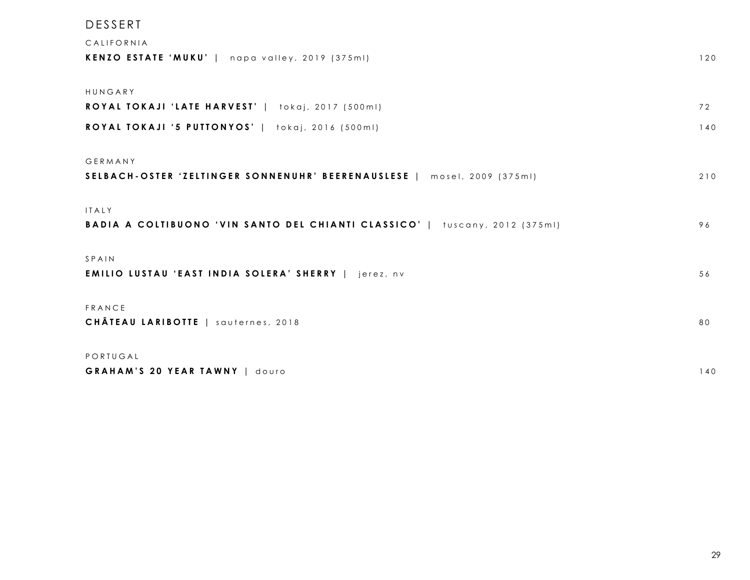# DESSERT

## CALIFORNIA

**KENZO ESTATE 'MUKU'** | napa valley, 2019 (375ml) — 120

## HUNGARY

**ROYAL TOKAJI 'LATE HARVEST'** | tokaj, 2017 (500ml) — 72

**ROYAL TOKAJI '5 PUTTONYOS'** | tokaj, 2016 (500ml) — 140

## GERMANY

**SELBACH-OSTER 'ZELTINGER SONNENUHR' BEERENAUSLESE** | mosel, 2009 (375ml) — 210

## ITALY

**BADIA A COLTIBUONO 'VIN SANTO DEL CHIANTI CLASSICO'** | tuscany, 2012 (375ml) — 96

## SPAIN

**EMILIO LUSTAU 'EAST INDIA SOLERA' SHERRY** | jerez, nv — 56

## FRANCE

**CHÂTEAU LARIBOTTE** | sauternes, 2018 — 80

## PORTUGAL

**GRAHAM'S 20 YEAR TAWNY** | douro — 140